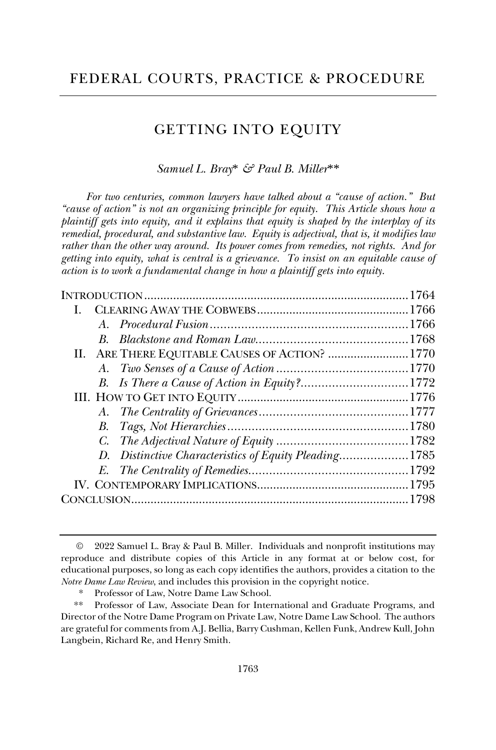# FEDERAL COURTS, PRACTICE & PROCEDURE

## GETTING INTO EQUITY

*Samuel L. Bray\* & Paul B. Miller\*\**

*For two centuries, common lawyers have talked about a "cause of action." But "cause of action" is not an organizing principle for equity. This Article shows how a plaintiff gets into equity, and it explains that equity is shaped by the interplay of its remedial, procedural, and substantive law. Equity is adjectival, that is, it modifies law rather than the other way around. Its power comes from remedies, not rights. And for getting into equity, what is central is a grievance. To insist on an equitable cause of action is to work a fundamental change in how a plaintiff gets into equity.*

INTRODUCTION .......... 1764

I. CLEARING AWAY THE COBWEBS .......... 1766
   - A. *Procedural Fusion* .......... 1766
   - B. *Blackstone and Roman Law* .......... 1768

II. ARE THERE EQUITABLE CAUSES OF ACTION? .......... 1770
   - A. *Two Senses of a Cause of Action* .......... 1770
   - B. *Is There a Cause of Action in Equity?* .......... 1772

III. HOW TO GET INTO EQUITY .......... 1776
   - A. *The Centrality of Grievances* .......... 1777
   - B. *Tags, Not Hierarchies* .......... 1780
   - C. *The Adjectival Nature of Equity* .......... 1782
   - D. *Distinctive Characteristics of Equity Pleading* .......... 1785
   - E. *The Centrality of Remedies* .......... 1792

IV. CONTEMPORARY IMPLICATIONS .......... 1795

CONCLUSION .......... 1798

---

© 2022 Samuel L. Bray & Paul B. Miller. Individuals and nonprofit institutions may reproduce and distribute copies of this Article in any format at or below cost, for educational purposes, so long as each copy identifies the authors, provides a citation to the *Notre Dame Law Review*, and includes this provision in the copyright notice.

\* Professor of Law, Notre Dame Law School.

\*\* Professor of Law, Associate Dean for International and Graduate Programs, and Director of the Notre Dame Program on Private Law, Notre Dame Law School. The authors are grateful for comments from A.J. Bellia, Barry Cushman, Kellen Funk, Andrew Kull, John Langbein, Richard Re, and Henry Smith.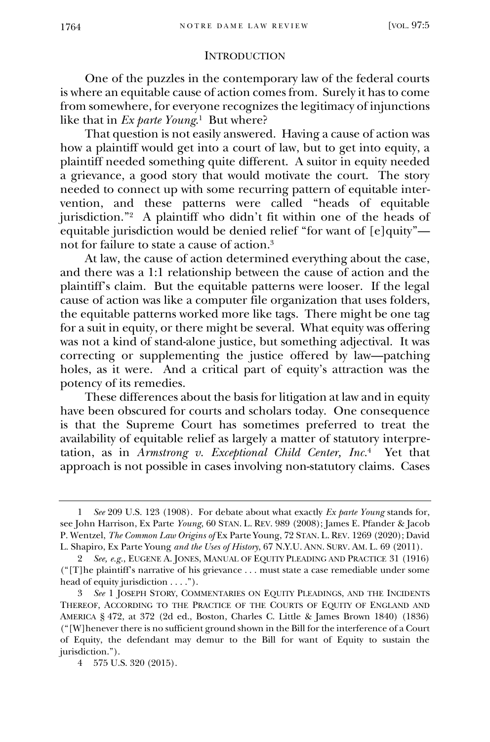## INTRODUCTION

One of the puzzles in the contemporary law of the federal courts is where an equitable cause of action comes from. Surely it has to come from somewhere, for everyone recognizes the legitimacy of injunctions like that in *Ex parte Young*.[1] But where?

That question is not easily answered. Having a cause of action was how a plaintiff would get into a court of law, but to get into equity, a plaintiff needed something quite different. A suitor in equity needed a grievance, a good story that would motivate the court. The story needed to connect up with some recurring pattern of equitable intervention, and these patterns were called "heads of equitable jurisdiction."[2] A plaintiff who didn't fit within one of the heads of equitable jurisdiction would be denied relief "for want of [e]quity"—not for failure to state a cause of action.[3]

At law, the cause of action determined everything about the case, and there was a 1:1 relationship between the cause of action and the plaintiff's claim. But the equitable patterns were looser. If the legal cause of action was like a computer file organization that uses folders, the equitable patterns worked more like tags. There might be one tag for a suit in equity, or there might be several. What equity was offering was not a kind of stand-alone justice, but something adjectival. It was correcting or supplementing the justice offered by law—patching holes, as it were. And a critical part of equity's attraction was the potency of its remedies.

These differences about the basis for litigation at law and in equity have been obscured for courts and scholars today. One consequence is that the Supreme Court has sometimes preferred to treat the availability of equitable relief as largely a matter of statutory interpretation, as in *Armstrong v. Exceptional Child Center, Inc.*[4] Yet that approach is not possible in cases involving non-statutory claims. Cases

---

1 *See* 209 U.S. 123 (1908). For debate about what exactly *Ex parte Young* stands for, see John Harrison, Ex Parte *Young*, 60 STAN. L. REV. 989 (2008); James E. Pfander & Jacob P. Wentzel, *The Common Law Origins of* Ex Parte Young, 72 STAN. L. REV. 1269 (2020); David L. Shapiro, Ex Parte Young *and the Uses of History*, 67 N.Y.U. ANN. SURV. AM. L. 69 (2011).

2 *See, e.g.*, EUGENE A. JONES, MANUAL OF EQUITY PLEADING AND PRACTICE 31 (1916) ("[T]he plaintiff's narrative of his grievance . . . must state a case remediable under some head of equity jurisdiction . . . .").

3 *See* 1 JOSEPH STORY, COMMENTARIES ON EQUITY PLEADINGS, AND THE INCIDENTS THEREOF, ACCORDING TO THE PRACTICE OF THE COURTS OF EQUITY OF ENGLAND AND AMERICA § 472, at 372 (2d ed., Boston, Charles C. Little & James Brown 1840) (1836) ("[W]henever there is no sufficient ground shown in the Bill for the interference of a Court of Equity, the defendant may demur to the Bill for want of Equity to sustain the jurisdiction.").

4 575 U.S. 320 (2015).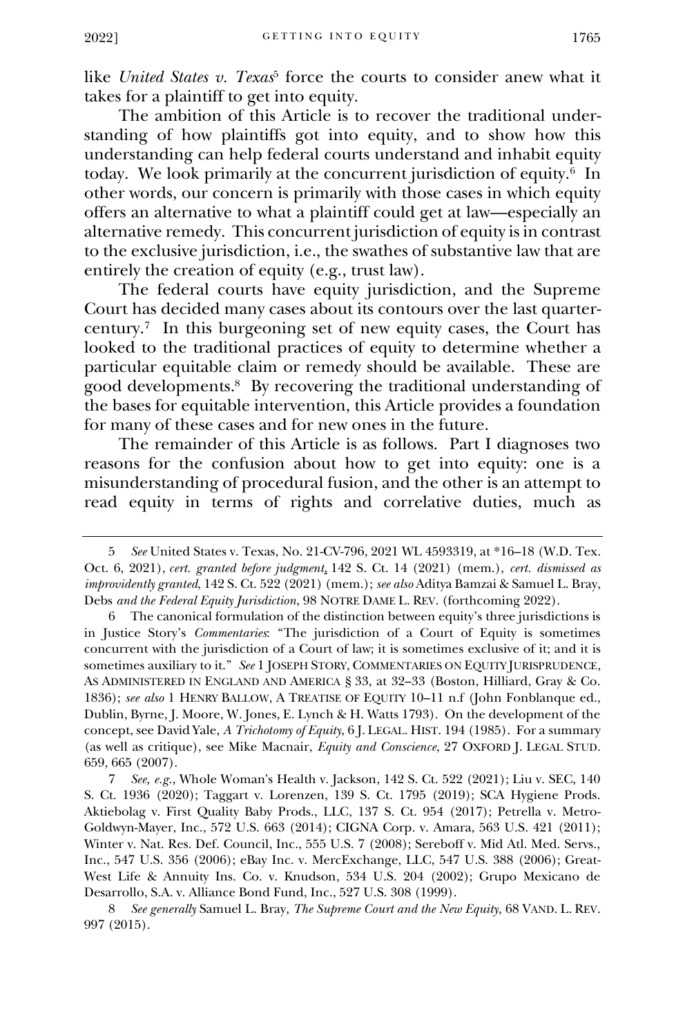like *United States v. Texas*[5] force the courts to consider anew what it takes for a plaintiff to get into equity.

The ambition of this Article is to recover the traditional understanding of how plaintiffs got into equity, and to show how this understanding can help federal courts understand and inhabit equity today. We look primarily at the concurrent jurisdiction of equity.[6] In other words, our concern is primarily with those cases in which equity offers an alternative to what a plaintiff could get at law—especially an alternative remedy. This concurrent jurisdiction of equity is in contrast to the exclusive jurisdiction, i.e., the swathes of substantive law that are entirely the creation of equity (e.g., trust law).

The federal courts have equity jurisdiction, and the Supreme Court has decided many cases about its contours over the last quarter-century.[7] In this burgeoning set of new equity cases, the Court has looked to the traditional practices of equity to determine whether a particular equitable claim or remedy should be available. These are good developments.[8] By recovering the traditional understanding of the bases for equitable intervention, this Article provides a foundation for many of these cases and for new ones in the future.

The remainder of this Article is as follows. Part I diagnoses two reasons for the confusion about how to get into equity: one is a misunderstanding of procedural fusion, and the other is an attempt to read equity in terms of rights and correlative duties, much as

---

5 *See* United States v. Texas, No. 21-CV-796, 2021 WL 4593319, at *16–18 (W.D. Tex. Oct. 6, 2021), *cert. granted before judgment*, 142 S. Ct. 14 (2021) (mem.), *cert. dismissed as improvidently granted*, 142 S. Ct. 522 (2021) (mem.); *see also* Aditya Bamzai & Samuel L. Bray, Debs *and the Federal Equity Jurisdiction*, 98 NOTRE DAME L. REV. (forthcoming 2022).

6 The canonical formulation of the distinction between equity's three jurisdictions is in Justice Story's *Commentaries*: "The jurisdiction of a Court of Equity is sometimes concurrent with the jurisdiction of a Court of law; it is sometimes exclusive of it; and it is sometimes auxiliary to it." *See* 1 JOSEPH STORY, COMMENTARIES ON EQUITY JURISPRUDENCE, AS ADMINISTERED IN ENGLAND AND AMERICA § 33, at 32–33 (Boston, Hilliard, Gray & Co. 1836); *see also* 1 HENRY BALLOW, A TREATISE OF EQUITY 10–11 n.f (John Fonblanque ed., Dublin, Byrne, J. Moore, W. Jones, E. Lynch & H. Watts 1793). On the development of the concept, see David Yale, *A Trichotomy of Equity*, 6 J. LEGAL. HIST. 194 (1985). For a summary (as well as critique), see Mike Macnair, *Equity and Conscience*, 27 OXFORD J. LEGAL STUD. 659, 665 (2007).

7 *See, e.g.*, Whole Woman's Health v. Jackson, 142 S. Ct. 522 (2021); Liu v. SEC, 140 S. Ct. 1936 (2020); Taggart v. Lorenzen, 139 S. Ct. 1795 (2019); SCA Hygiene Prods. Aktiebolag v. First Quality Baby Prods., LLC, 137 S. Ct. 954 (2017); Petrella v. Metro-Goldwyn-Mayer, Inc., 572 U.S. 663 (2014); CIGNA Corp. v. Amara, 563 U.S. 421 (2011); Winter v. Nat. Res. Def. Council, Inc., 555 U.S. 7 (2008); Sereboff v. Mid Atl. Med. Servs., Inc., 547 U.S. 356 (2006); eBay Inc. v. MercExchange, LLC, 547 U.S. 388 (2006); Great-West Life & Annuity Ins. Co. v. Knudson, 534 U.S. 204 (2002); Grupo Mexicano de Desarrollo, S.A. v. Alliance Bond Fund, Inc., 527 U.S. 308 (1999).

8 *See generally* Samuel L. Bray, *The Supreme Court and the New Equity*, 68 VAND. L. REV. 997 (2015).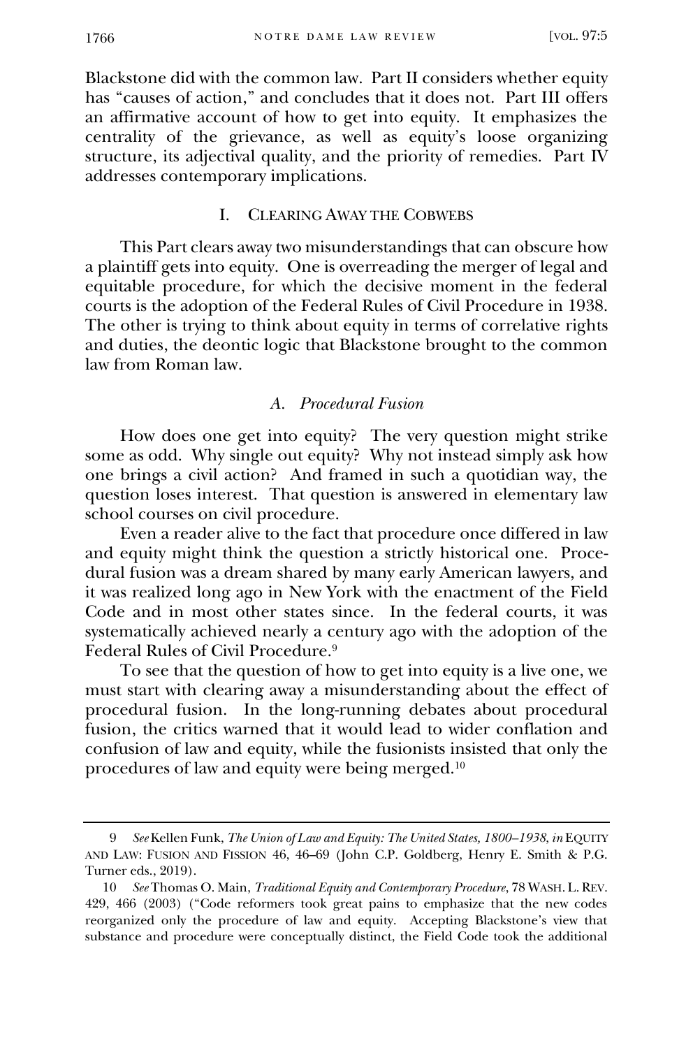Blackstone did with the common law. Part II considers whether equity has "causes of action," and concludes that it does not. Part III offers an affirmative account of how to get into equity. It emphasizes the centrality of the grievance, as well as equity's loose organizing structure, its adjectival quality, and the priority of remedies. Part IV addresses contemporary implications.

## I. Clearing Away the Cobwebs

This Part clears away two misunderstandings that can obscure how a plaintiff gets into equity. One is overreading the merger of legal and equitable procedure, for which the decisive moment in the federal courts is the adoption of the Federal Rules of Civil Procedure in 1938. The other is trying to think about equity in terms of correlative rights and duties, the deontic logic that Blackstone brought to the common law from Roman law.

### *A. Procedural Fusion*

How does one get into equity? The very question might strike some as odd. Why single out equity? Why not instead simply ask how one brings a civil action? And framed in such a quotidian way, the question loses interest. That question is answered in elementary law school courses on civil procedure.

Even a reader alive to the fact that procedure once differed in law and equity might think the question a strictly historical one. Procedural fusion was a dream shared by many early American lawyers, and it was realized long ago in New York with the enactment of the Field Code and in most other states since. In the federal courts, it was systematically achieved nearly a century ago with the adoption of the Federal Rules of Civil Procedure.[9]

To see that the question of how to get into equity is a live one, we must start with clearing away a misunderstanding about the effect of procedural fusion. In the long-running debates about procedural fusion, the critics warned that it would lead to wider conflation and confusion of law and equity, while the fusionists insisted that only the procedures of law and equity were being merged.[10]

---

9 *See* Kellen Funk, *The Union of Law and Equity: The United States, 1800–1938*, *in* EQUITY AND LAW: FUSION AND FISSION 46, 46–69 (John C.P. Goldberg, Henry E. Smith & P.G. Turner eds., 2019).

10 *See* Thomas O. Main, *Traditional Equity and Contemporary Procedure*, 78 WASH. L. REV. 429, 466 (2003) ("Code reformers took great pains to emphasize that the new codes reorganized only the procedure of law and equity. Accepting Blackstone's view that substance and procedure were conceptually distinct, the Field Code took the additional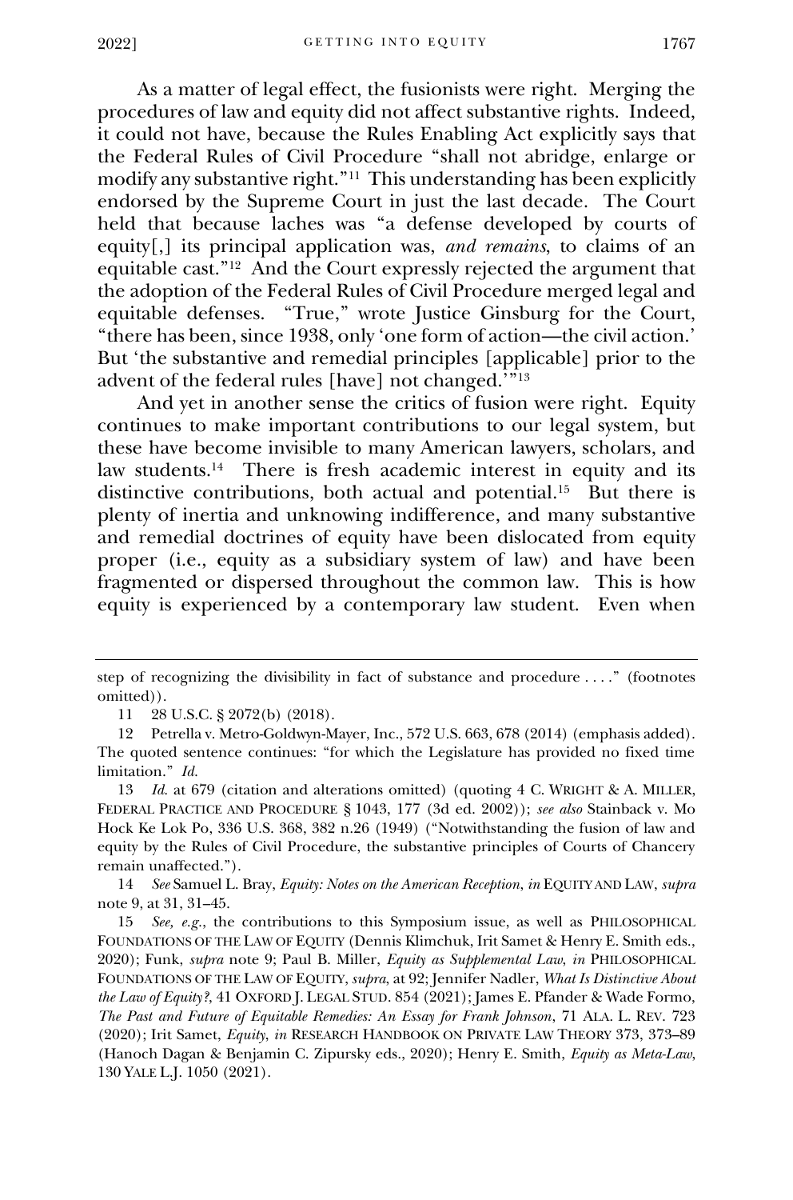As a matter of legal effect, the fusionists were right. Merging the procedures of law and equity did not affect substantive rights. Indeed, it could not have, because the Rules Enabling Act explicitly says that the Federal Rules of Civil Procedure "shall not abridge, enlarge or modify any substantive right."[11] This understanding has been explicitly endorsed by the Supreme Court in just the last decade. The Court held that because laches was "a defense developed by courts of equity[,] its principal application was, *and remains*, to claims of an equitable cast."[12] And the Court expressly rejected the argument that the adoption of the Federal Rules of Civil Procedure merged legal and equitable defenses. "True," wrote Justice Ginsburg for the Court, "there has been, since 1938, only 'one form of action—the civil action.' But 'the substantive and remedial principles [applicable] prior to the advent of the federal rules [have] not changed.'"[13]

And yet in another sense the critics of fusion were right. Equity continues to make important contributions to our legal system, but these have become invisible to many American lawyers, scholars, and law students.[14] There is fresh academic interest in equity and its distinctive contributions, both actual and potential.[15] But there is plenty of inertia and unknowing indifference, and many substantive and remedial doctrines of equity have been dislocated from equity proper (i.e., equity as a subsidiary system of law) and have been fragmented or dispersed throughout the common law. This is how equity is experienced by a contemporary law student. Even when

---

step of recognizing the divisibility in fact of substance and procedure . . . ." (footnotes omitted)).

11 28 U.S.C. § 2072(b) (2018).

12 Petrella v. Metro-Goldwyn-Mayer, Inc., 572 U.S. 663, 678 (2014) (emphasis added). The quoted sentence continues: "for which the Legislature has provided no fixed time limitation." *Id.*

13 *Id.* at 679 (citation and alterations omitted) (quoting 4 C. WRIGHT & A. MILLER, FEDERAL PRACTICE AND PROCEDURE § 1043, 177 (3d ed. 2002)); *see also* Stainback v. Mo Hock Ke Lok Po, 336 U.S. 368, 382 n.26 (1949) ("Notwithstanding the fusion of law and equity by the Rules of Civil Procedure, the substantive principles of Courts of Chancery remain unaffected.").

14 *See* Samuel L. Bray, *Equity: Notes on the American Reception*, *in* EQUITY AND LAW, *supra* note 9, at 31, 31–45.

15 *See, e.g.*, the contributions to this Symposium issue, as well as PHILOSOPHICAL FOUNDATIONS OF THE LAW OF EQUITY (Dennis Klimchuk, Irit Samet & Henry E. Smith eds., 2020); Funk, *supra* note 9; Paul B. Miller, *Equity as Supplemental Law*, *in* PHILOSOPHICAL FOUNDATIONS OF THE LAW OF EQUITY, *supra*, at 92; Jennifer Nadler, *What Is Distinctive About the Law of Equity?*, 41 OXFORD J. LEGAL STUD. 854 (2021); James E. Pfander & Wade Formo, *The Past and Future of Equitable Remedies: An Essay for Frank Johnson*, 71 ALA. L. REV. 723 (2020); Irit Samet, *Equity*, *in* RESEARCH HANDBOOK ON PRIVATE LAW THEORY 373, 373–89 (Hanoch Dagan & Benjamin C. Zipursky eds., 2020); Henry E. Smith, *Equity as Meta-Law*, 130 YALE L.J. 1050 (2021).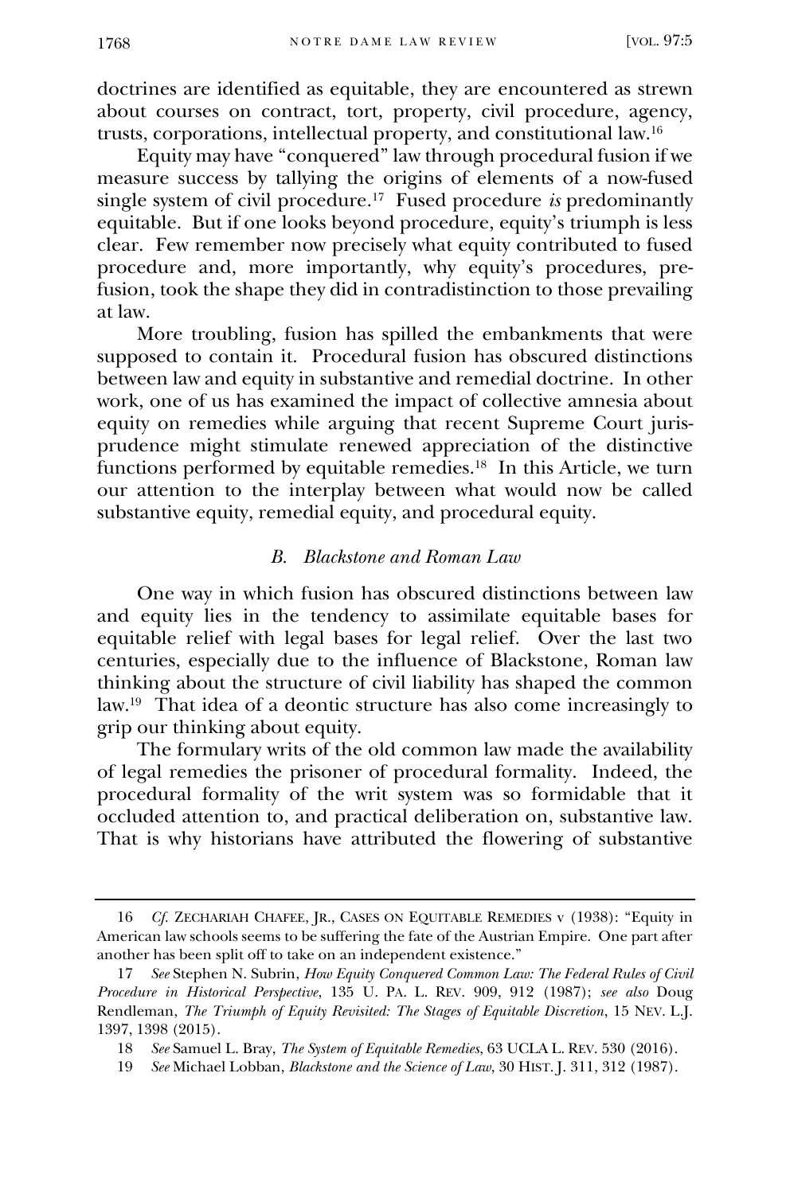doctrines are identified as equitable, they are encountered as strewn about courses on contract, tort, property, civil procedure, agency, trusts, corporations, intellectual property, and constitutional law.[16]

Equity may have "conquered" law through procedural fusion if we measure success by tallying the origins of elements of a now-fused single system of civil procedure.[17] Fused procedure *is* predominantly equitable. But if one looks beyond procedure, equity's triumph is less clear. Few remember now precisely what equity contributed to fused procedure and, more importantly, why equity's procedures, pre-fusion, took the shape they did in contradistinction to those prevailing at law.

More troubling, fusion has spilled the embankments that were supposed to contain it. Procedural fusion has obscured distinctions between law and equity in substantive and remedial doctrine. In other work, one of us has examined the impact of collective amnesia about equity on remedies while arguing that recent Supreme Court jurisprudence might stimulate renewed appreciation of the distinctive functions performed by equitable remedies.[18] In this Article, we turn our attention to the interplay between what would now be called substantive equity, remedial equity, and procedural equity.

### *B. Blackstone and Roman Law*

One way in which fusion has obscured distinctions between law and equity lies in the tendency to assimilate equitable bases for equitable relief with legal bases for legal relief. Over the last two centuries, especially due to the influence of Blackstone, Roman law thinking about the structure of civil liability has shaped the common law.[19] That idea of a deontic structure has also come increasingly to grip our thinking about equity.

The formulary writs of the old common law made the availability of legal remedies the prisoner of procedural formality. Indeed, the procedural formality of the writ system was so formidable that it occluded attention to, and practical deliberation on, substantive law. That is why historians have attributed the flowering of substantive

---

16 *Cf.* ZECHARIAH CHAFEE, JR., CASES ON EQUITABLE REMEDIES v (1938): "Equity in American law schools seems to be suffering the fate of the Austrian Empire. One part after another has been split off to take on an independent existence."

17 *See* Stephen N. Subrin, *How Equity Conquered Common Law: The Federal Rules of Civil Procedure in Historical Perspective*, 135 U. PA. L. REV. 909, 912 (1987); *see also* Doug Rendleman, *The Triumph of Equity Revisited: The Stages of Equitable Discretion*, 15 NEV. L.J. 1397, 1398 (2015).

18 *See* Samuel L. Bray, *The System of Equitable Remedies*, 63 UCLA L. REV. 530 (2016).

19 *See* Michael Lobban, *Blackstone and the Science of Law*, 30 HIST. J. 311, 312 (1987).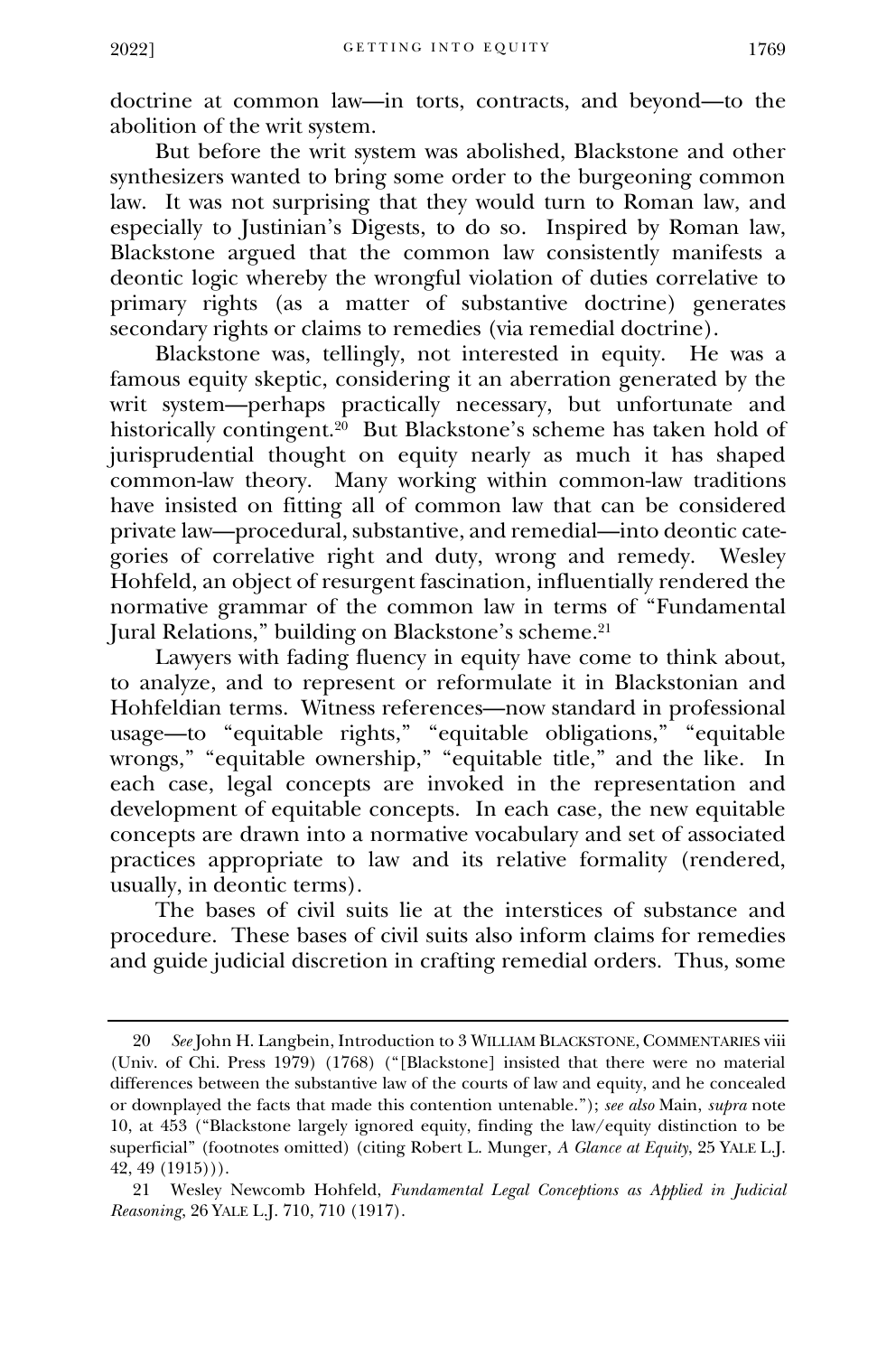doctrine at common law—in torts, contracts, and beyond—to the abolition of the writ system.

But before the writ system was abolished, Blackstone and other synthesizers wanted to bring some order to the burgeoning common law. It was not surprising that they would turn to Roman law, and especially to Justinian's Digests, to do so. Inspired by Roman law, Blackstone argued that the common law consistently manifests a deontic logic whereby the wrongful violation of duties correlative to primary rights (as a matter of substantive doctrine) generates secondary rights or claims to remedies (via remedial doctrine).

Blackstone was, tellingly, not interested in equity. He was a famous equity skeptic, considering it an aberration generated by the writ system—perhaps practically necessary, but unfortunate and historically contingent.[20] But Blackstone's scheme has taken hold of jurisprudential thought on equity nearly as much it has shaped common-law theory. Many working within common-law traditions have insisted on fitting all of common law that can be considered private law—procedural, substantive, and remedial—into deontic categories of correlative right and duty, wrong and remedy. Wesley Hohfeld, an object of resurgent fascination, influentially rendered the normative grammar of the common law in terms of "Fundamental Jural Relations," building on Blackstone's scheme.[21]

Lawyers with fading fluency in equity have come to think about, to analyze, and to represent or reformulate it in Blackstonian and Hohfeldian terms. Witness references—now standard in professional usage—to "equitable rights," "equitable obligations," "equitable wrongs," "equitable ownership," "equitable title," and the like. In each case, legal concepts are invoked in the representation and development of equitable concepts. In each case, the new equitable concepts are drawn into a normative vocabulary and set of associated practices appropriate to law and its relative formality (rendered, usually, in deontic terms).

The bases of civil suits lie at the interstices of substance and procedure. These bases of civil suits also inform claims for remedies and guide judicial discretion in crafting remedial orders. Thus, some

---

20 *See* John H. Langbein, Introduction to 3 WILLIAM BLACKSTONE, COMMENTARIES viii (Univ. of Chi. Press 1979) (1768) ("[Blackstone] insisted that there were no material differences between the substantive law of the courts of law and equity, and he concealed or downplayed the facts that made this contention untenable."); *see also* Main, *supra* note 10, at 453 ("Blackstone largely ignored equity, finding the law/equity distinction to be superficial" (footnotes omitted) (citing Robert L. Munger, *A Glance at Equity*, 25 YALE L.J. 42, 49 (1915))).

21 Wesley Newcomb Hohfeld, *Fundamental Legal Conceptions as Applied in Judicial Reasoning*, 26 YALE L.J. 710, 710 (1917).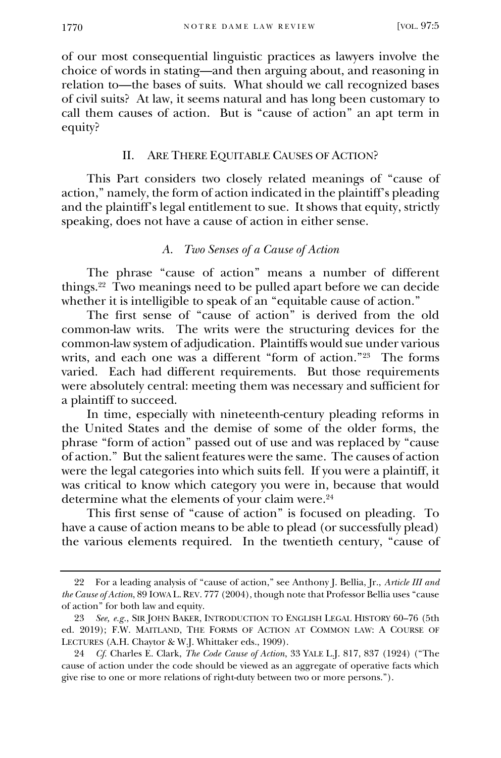of our most consequential linguistic practices as lawyers involve the choice of words in stating—and then arguing about, and reasoning in relation to—the bases of suits. What should we call recognized bases of civil suits? At law, it seems natural and has long been customary to call them causes of action. But is "cause of action" an apt term in equity?

## II. Are There Equitable Causes of Action?

This Part considers two closely related meanings of "cause of action," namely, the form of action indicated in the plaintiff's pleading and the plaintiff's legal entitlement to sue. It shows that equity, strictly speaking, does not have a cause of action in either sense.

### A. *Two Senses of a Cause of Action*

The phrase "cause of action" means a number of different things.[22] Two meanings need to be pulled apart before we can decide whether it is intelligible to speak of an "equitable cause of action."

The first sense of "cause of action" is derived from the old common-law writs. The writs were the structuring devices for the common-law system of adjudication. Plaintiffs would sue under various writs, and each one was a different "form of action."[23] The forms varied. Each had different requirements. But those requirements were absolutely central: meeting them was necessary and sufficient for a plaintiff to succeed.

In time, especially with nineteenth-century pleading reforms in the United States and the demise of some of the older forms, the phrase "form of action" passed out of use and was replaced by "cause of action." But the salient features were the same. The causes of action were the legal categories into which suits fell. If you were a plaintiff, it was critical to know which category you were in, because that would determine what the elements of your claim were.[24]

This first sense of "cause of action" is focused on pleading. To have a cause of action means to be able to plead (or successfully plead) the various elements required. In the twentieth century, "cause of

---

22 For a leading analysis of "cause of action," see Anthony J. Bellia, Jr., *Article III and the Cause of Action*, 89 Iowa L. Rev. 777 (2004), though note that Professor Bellia uses "cause of action" for both law and equity.

23 *See, e.g.*, Sir John Baker, Introduction to English Legal History 60–76 (5th ed. 2019); F.W. Maitland, The Forms of Action at Common law: A Course of Lectures (A.H. Chaytor & W.J. Whittaker eds., 1909).

24 *Cf.* Charles E. Clark, *The Code Cause of Action*, 33 Yale L.J. 817, 837 (1924) ("The cause of action under the code should be viewed as an aggregate of operative facts which give rise to one or more relations of right-duty between two or more persons.").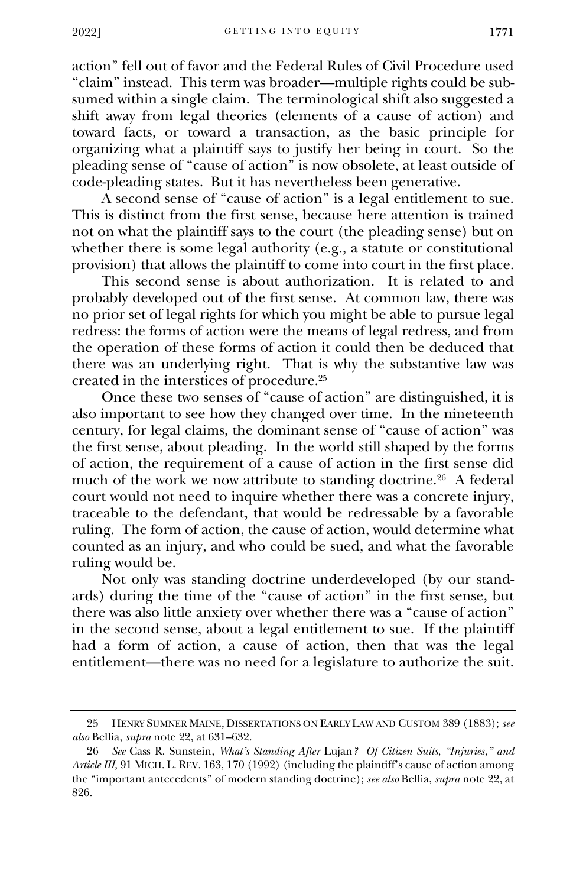action" fell out of favor and the Federal Rules of Civil Procedure used "claim" instead. This term was broader—multiple rights could be subsumed within a single claim. The terminological shift also suggested a shift away from legal theories (elements of a cause of action) and toward facts, or toward a transaction, as the basic principle for organizing what a plaintiff says to justify her being in court. So the pleading sense of "cause of action" is now obsolete, at least outside of code-pleading states. But it has nevertheless been generative.

A second sense of "cause of action" is a legal entitlement to sue. This is distinct from the first sense, because here attention is trained not on what the plaintiff says to the court (the pleading sense) but on whether there is some legal authority (e.g., a statute or constitutional provision) that allows the plaintiff to come into court in the first place.

This second sense is about authorization. It is related to and probably developed out of the first sense. At common law, there was no prior set of legal rights for which you might be able to pursue legal redress: the forms of action were the means of legal redress, and from the operation of these forms of action it could then be deduced that there was an underlying right. That is why the substantive law was created in the interstices of procedure.[25]

Once these two senses of "cause of action" are distinguished, it is also important to see how they changed over time. In the nineteenth century, for legal claims, the dominant sense of "cause of action" was the first sense, about pleading. In the world still shaped by the forms of action, the requirement of a cause of action in the first sense did much of the work we now attribute to standing doctrine.[26] A federal court would not need to inquire whether there was a concrete injury, traceable to the defendant, that would be redressable by a favorable ruling. The form of action, the cause of action, would determine what counted as an injury, and who could be sued, and what the favorable ruling would be.

Not only was standing doctrine underdeveloped (by our standards) during the time of the "cause of action" in the first sense, but there was also little anxiety over whether there was a "cause of action" in the second sense, about a legal entitlement to sue. If the plaintiff had a form of action, a cause of action, then that was the legal entitlement—there was no need for a legislature to authorize the suit.

---

25 HENRY SUMNER MAINE, DISSERTATIONS ON EARLY LAW AND CUSTOM 389 (1883); *see also* Bellia, *supra* note 22, at 631–632.

26 *See* Cass R. Sunstein, *What's Standing After* Lujan*? Of Citizen Suits, "Injuries," and Article III*, 91 MICH. L. REV. 163, 170 (1992) (including the plaintiff's cause of action among the "important antecedents" of modern standing doctrine); *see also* Bellia, *supra* note 22, at 826.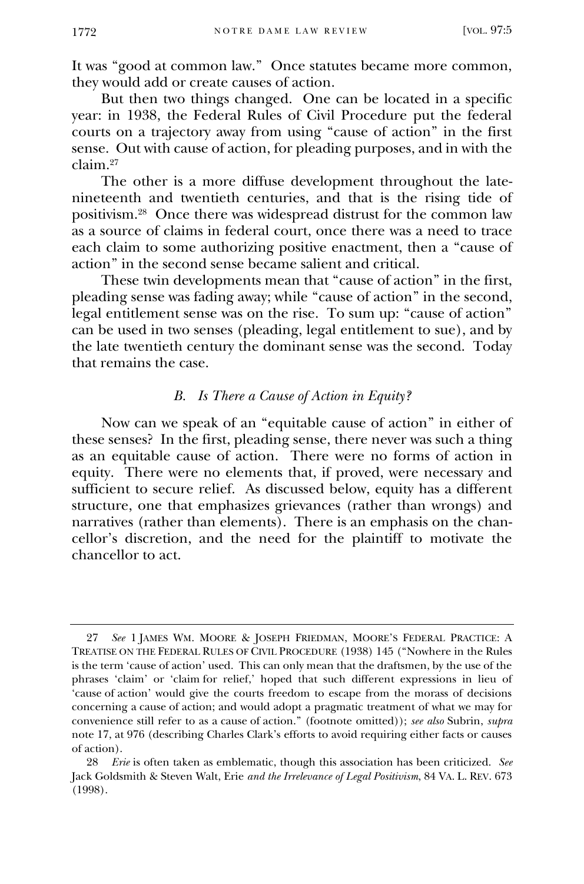It was "good at common law." Once statutes became more common, they would add or create causes of action.

But then two things changed. One can be located in a specific year: in 1938, the Federal Rules of Civil Procedure put the federal courts on a trajectory away from using "cause of action" in the first sense. Out with cause of action, for pleading purposes, and in with the claim.[27]

The other is a more diffuse development throughout the late-nineteenth and twentieth centuries, and that is the rising tide of positivism.[28] Once there was widespread distrust for the common law as a source of claims in federal court, once there was a need to trace each claim to some authorizing positive enactment, then a "cause of action" in the second sense became salient and critical.

These twin developments mean that "cause of action" in the first, pleading sense was fading away; while "cause of action" in the second, legal entitlement sense was on the rise. To sum up: "cause of action" can be used in two senses (pleading, legal entitlement to sue), and by the late twentieth century the dominant sense was the second. Today that remains the case.

### *B. Is There a Cause of Action in Equity?*

Now can we speak of an "equitable cause of action" in either of these senses? In the first, pleading sense, there never was such a thing as an equitable cause of action. There were no forms of action in equity. There were no elements that, if proved, were necessary and sufficient to secure relief. As discussed below, equity has a different structure, one that emphasizes grievances (rather than wrongs) and narratives (rather than elements). There is an emphasis on the chancellor's discretion, and the need for the plaintiff to motivate the chancellor to act.

---

27 *See* 1 JAMES WM. MOORE & JOSEPH FRIEDMAN, MOORE'S FEDERAL PRACTICE: A TREATISE ON THE FEDERAL RULES OF CIVIL PROCEDURE (1938) 145 ("Nowhere in the Rules is the term 'cause of action' used. This can only mean that the draftsmen, by the use of the phrases 'claim' or 'claim for relief,' hoped that such different expressions in lieu of 'cause of action' would give the courts freedom to escape from the morass of decisions concerning a cause of action; and would adopt a pragmatic treatment of what we may for convenience still refer to as a cause of action." (footnote omitted)); *see also* Subrin, *supra* note 17, at 976 (describing Charles Clark's efforts to avoid requiring either facts or causes of action).

28 *Erie* is often taken as emblematic, though this association has been criticized. *See* Jack Goldsmith & Steven Walt, Erie *and the Irrelevance of Legal Positivism*, 84 VA. L. REV. 673 (1998).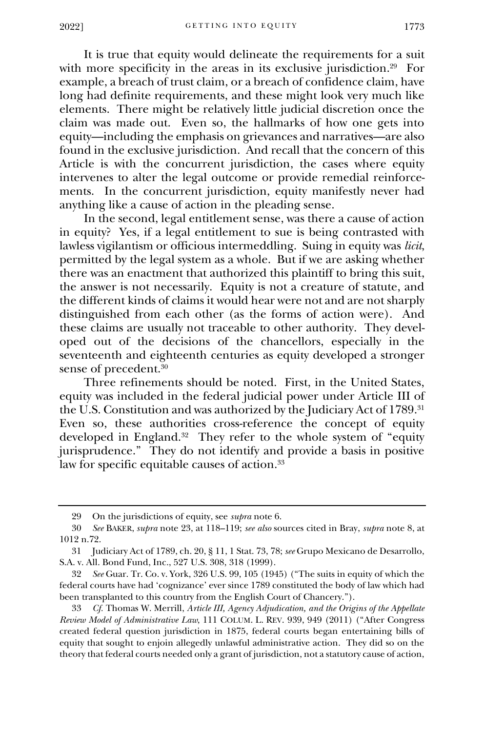It is true that equity would delineate the requirements for a suit with more specificity in the areas in its exclusive jurisdiction.[29] For example, a breach of trust claim, or a breach of confidence claim, have long had definite requirements, and these might look very much like elements. There might be relatively little judicial discretion once the claim was made out. Even so, the hallmarks of how one gets into equity—including the emphasis on grievances and narratives—are also found in the exclusive jurisdiction. And recall that the concern of this Article is with the concurrent jurisdiction, the cases where equity intervenes to alter the legal outcome or provide remedial reinforcements. In the concurrent jurisdiction, equity manifestly never had anything like a cause of action in the pleading sense.

In the second, legal entitlement sense, was there a cause of action in equity? Yes, if a legal entitlement to sue is being contrasted with lawless vigilantism or officious intermeddling. Suing in equity was *licit*, permitted by the legal system as a whole. But if we are asking whether there was an enactment that authorized this plaintiff to bring this suit, the answer is not necessarily. Equity is not a creature of statute, and the different kinds of claims it would hear were not and are not sharply distinguished from each other (as the forms of action were). And these claims are usually not traceable to other authority. They developed out of the decisions of the chancellors, especially in the seventeenth and eighteenth centuries as equity developed a stronger sense of precedent.[30]

Three refinements should be noted. First, in the United States, equity was included in the federal judicial power under Article III of the U.S. Constitution and was authorized by the Judiciary Act of 1789.[31] Even so, these authorities cross-reference the concept of equity developed in England.[32] They refer to the whole system of "equity jurisprudence." They do not identify and provide a basis in positive law for specific equitable causes of action.[33]

---

29 On the jurisdictions of equity, see *supra* note 6.

30 *See* BAKER, *supra* note 23, at 118–119; *see also* sources cited in Bray, *supra* note 8, at 1012 n.72.

31 Judiciary Act of 1789, ch. 20, § 11, 1 Stat. 73, 78; *see* Grupo Mexicano de Desarrollo, S.A. v. All. Bond Fund, Inc., 527 U.S. 308, 318 (1999).

32 *See* Guar. Tr. Co. v. York, 326 U.S. 99, 105 (1945) ("The suits in equity of which the federal courts have had 'cognizance' ever since 1789 constituted the body of law which had been transplanted to this country from the English Court of Chancery.").

33 *Cf.* Thomas W. Merrill, *Article III, Agency Adjudication, and the Origins of the Appellate Review Model of Administrative Law*, 111 COLUM. L. REV. 939, 949 (2011) ("After Congress created federal question jurisdiction in 1875, federal courts began entertaining bills of equity that sought to enjoin allegedly unlawful administrative action. They did so on the theory that federal courts needed only a grant of jurisdiction, not a statutory cause of action,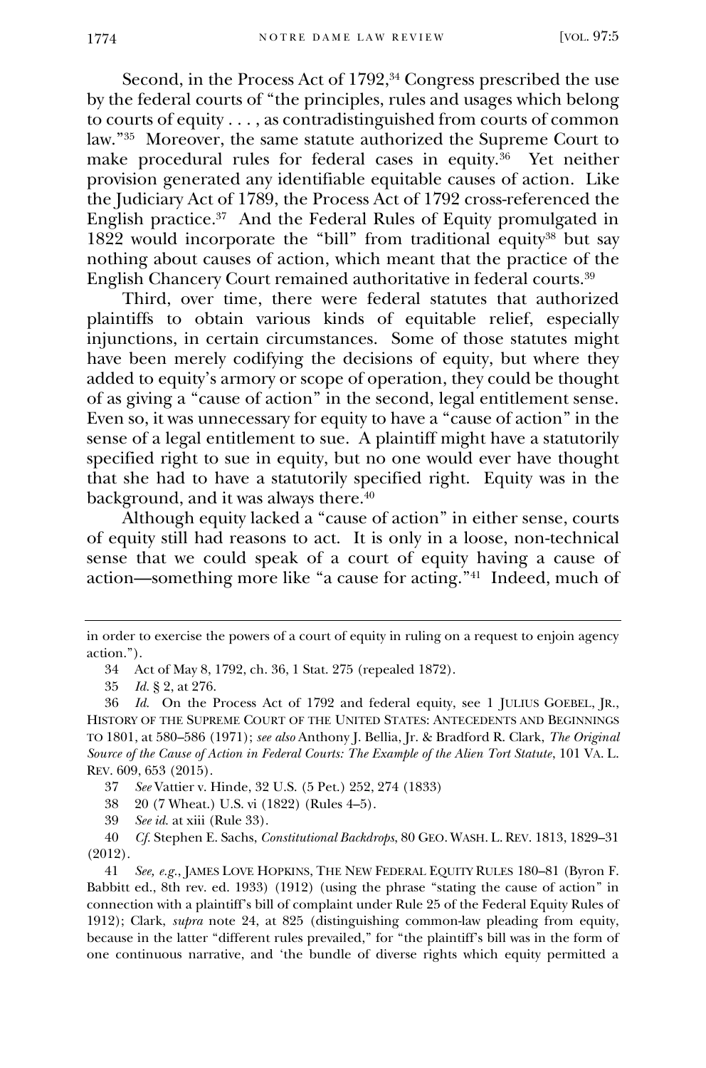Second, in the Process Act of 1792,[34] Congress prescribed the use by the federal courts of "the principles, rules and usages which belong to courts of equity . . . , as contradistinguished from courts of common law."[35] Moreover, the same statute authorized the Supreme Court to make procedural rules for federal cases in equity.[36] Yet neither provision generated any identifiable equitable causes of action. Like the Judiciary Act of 1789, the Process Act of 1792 cross-referenced the English practice.[37] And the Federal Rules of Equity promulgated in 1822 would incorporate the "bill" from traditional equity[38] but say nothing about causes of action, which meant that the practice of the English Chancery Court remained authoritative in federal courts.[39]

Third, over time, there were federal statutes that authorized plaintiffs to obtain various kinds of equitable relief, especially injunctions, in certain circumstances. Some of those statutes might have been merely codifying the decisions of equity, but where they added to equity's armory or scope of operation, they could be thought of as giving a "cause of action" in the second, legal entitlement sense. Even so, it was unnecessary for equity to have a "cause of action" in the sense of a legal entitlement to sue. A plaintiff might have a statutorily specified right to sue in equity, but no one would ever have thought that she had to have a statutorily specified right. Equity was in the background, and it was always there.[40]

Although equity lacked a "cause of action" in either sense, courts of equity still had reasons to act. It is only in a loose, non-technical sense that we could speak of a court of equity having a cause of action—something more like "a cause for acting."[41] Indeed, much of

---

in order to exercise the powers of a court of equity in ruling on a request to enjoin agency action.").

34 Act of May 8, 1792, ch. 36, 1 Stat. 275 (repealed 1872).

35 *Id.* § 2, at 276.

36 *Id.* On the Process Act of 1792 and federal equity, see 1 JULIUS GOEBEL, JR., HISTORY OF THE SUPREME COURT OF THE UNITED STATES: ANTECEDENTS AND BEGINNINGS TO 1801, at 580–586 (1971); *see also* Anthony J. Bellia, Jr. & Bradford R. Clark, *The Original Source of the Cause of Action in Federal Courts: The Example of the Alien Tort Statute*, 101 VA. L. REV. 609, 653 (2015).

37 *See* Vattier v. Hinde, 32 U.S. (5 Pet.) 252, 274 (1833)

38 20 (7 Wheat.) U.S. vi (1822) (Rules 4–5).

39 *See id.* at xiii (Rule 33).

40 *Cf.* Stephen E. Sachs, *Constitutional Backdrops*, 80 GEO. WASH. L. REV. 1813, 1829–31 (2012).

41 *See, e.g.*, JAMES LOVE HOPKINS, THE NEW FEDERAL EQUITY RULES 180–81 (Byron F. Babbitt ed., 8th rev. ed. 1933) (1912) (using the phrase "stating the cause of action" in connection with a plaintiff's bill of complaint under Rule 25 of the Federal Equity Rules of 1912); Clark, *supra* note 24, at 825 (distinguishing common-law pleading from equity, because in the latter "different rules prevailed," for "the plaintiff's bill was in the form of one continuous narrative, and 'the bundle of diverse rights which equity permitted a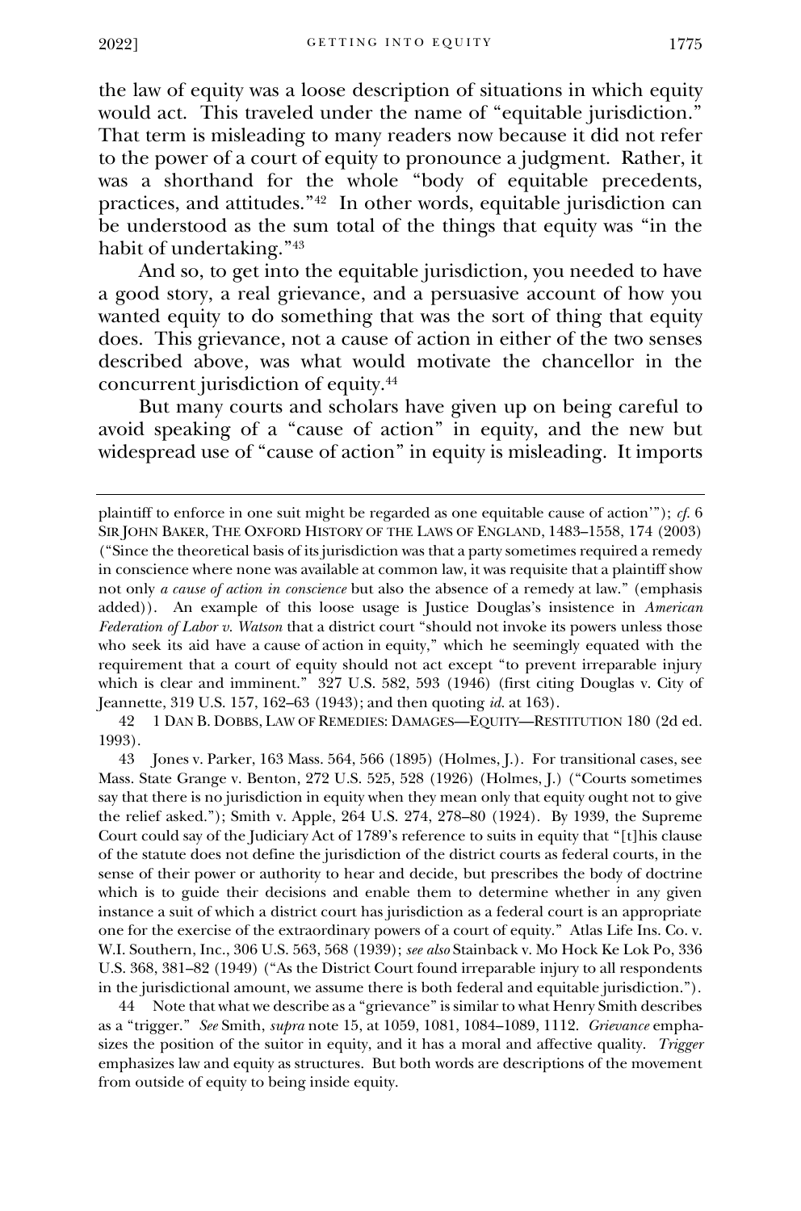the law of equity was a loose description of situations in which equity would act. This traveled under the name of "equitable jurisdiction." That term is misleading to many readers now because it did not refer to the power of a court of equity to pronounce a judgment. Rather, it was a shorthand for the whole "body of equitable precedents, practices, and attitudes."[42] In other words, equitable jurisdiction can be understood as the sum total of the things that equity was "in the habit of undertaking."[43]

And so, to get into the equitable jurisdiction, you needed to have a good story, a real grievance, and a persuasive account of how you wanted equity to do something that was the sort of thing that equity does. This grievance, not a cause of action in either of the two senses described above, was what would motivate the chancellor in the concurrent jurisdiction of equity.[44]

But many courts and scholars have given up on being careful to avoid speaking of a "cause of action" in equity, and the new but widespread use of "cause of action" in equity is misleading. It imports

---

plaintiff to enforce in one suit might be regarded as one equitable cause of action'"); *cf.* 6 SIR JOHN BAKER, THE OXFORD HISTORY OF THE LAWS OF ENGLAND, 1483–1558, 174 (2003) ("Since the theoretical basis of its jurisdiction was that a party sometimes required a remedy in conscience where none was available at common law, it was requisite that a plaintiff show not only *a cause of action in conscience* but also the absence of a remedy at law." (emphasis added)). An example of this loose usage is Justice Douglas's insistence in *American Federation of Labor v. Watson* that a district court "should not invoke its powers unless those who seek its aid have a cause of action in equity," which he seemingly equated with the requirement that a court of equity should not act except "to prevent irreparable injury which is clear and imminent." 327 U.S. 582, 593 (1946) (first citing Douglas v. City of Jeannette, 319 U.S. 157, 162–63 (1943); and then quoting *id.* at 163).

42 1 DAN B. DOBBS, LAW OF REMEDIES: DAMAGES—EQUITY—RESTITUTION 180 (2d ed. 1993).

43 Jones v. Parker, 163 Mass. 564, 566 (1895) (Holmes, J.). For transitional cases, see Mass. State Grange v. Benton, 272 U.S. 525, 528 (1926) (Holmes, J.) ("Courts sometimes say that there is no jurisdiction in equity when they mean only that equity ought not to give the relief asked."); Smith v. Apple, 264 U.S. 274, 278–80 (1924). By 1939, the Supreme Court could say of the Judiciary Act of 1789's reference to suits in equity that "[t]his clause of the statute does not define the jurisdiction of the district courts as federal courts, in the sense of their power or authority to hear and decide, but prescribes the body of doctrine which is to guide their decisions and enable them to determine whether in any given instance a suit of which a district court has jurisdiction as a federal court is an appropriate one for the exercise of the extraordinary powers of a court of equity." Atlas Life Ins. Co. v. W.I. Southern, Inc., 306 U.S. 563, 568 (1939); *see also* Stainback v. Mo Hock Ke Lok Po, 336 U.S. 368, 381–82 (1949) ("As the District Court found irreparable injury to all respondents in the jurisdictional amount, we assume there is both federal and equitable jurisdiction.").

44 Note that what we describe as a "grievance" is similar to what Henry Smith describes as a "trigger." *See* Smith, *supra* note 15, at 1059, 1081, 1084–1089, 1112. *Grievance* emphasizes the position of the suitor in equity, and it has a moral and affective quality. *Trigger* emphasizes law and equity as structures. But both words are descriptions of the movement from outside of equity to being inside equity.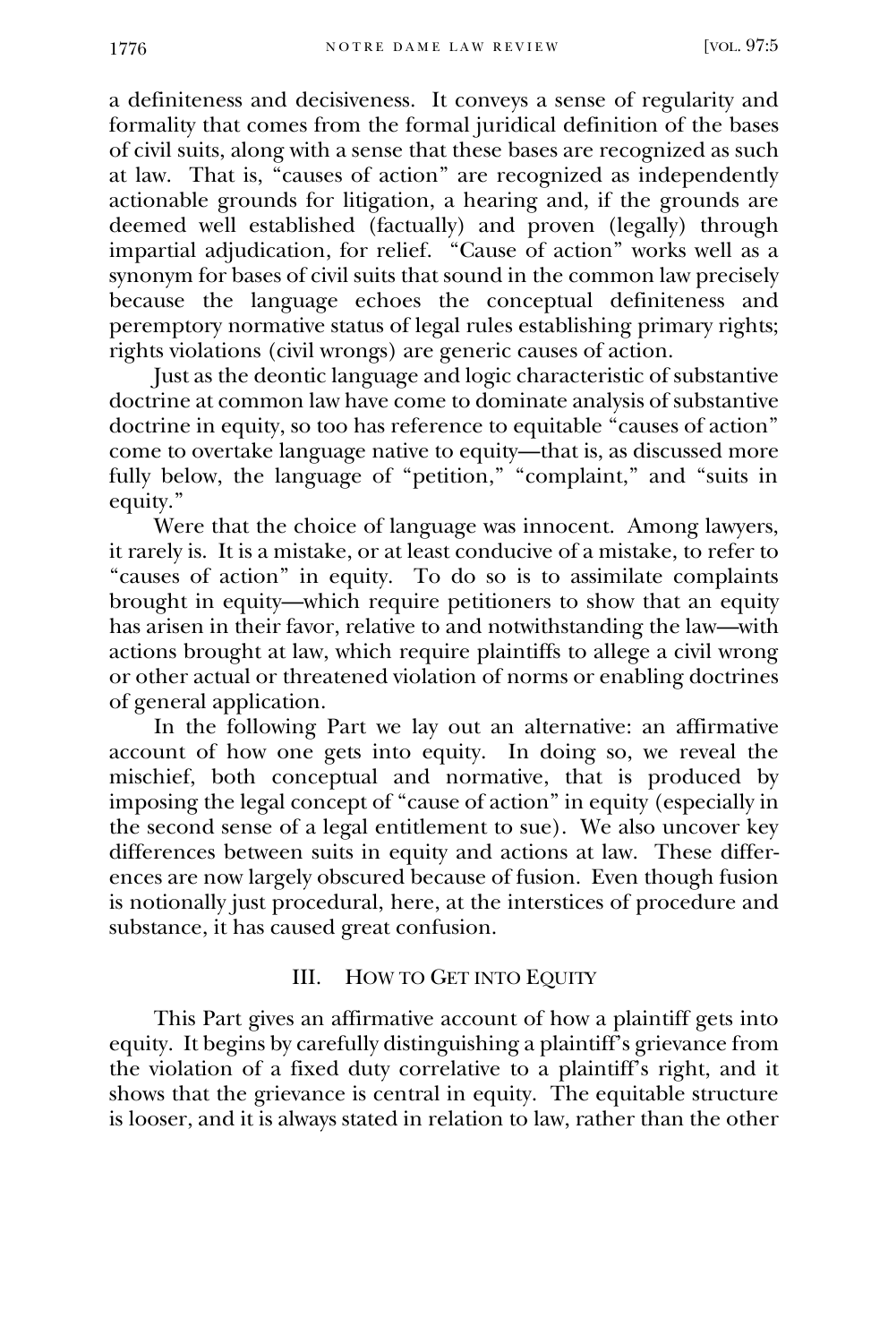a definiteness and decisiveness. It conveys a sense of regularity and formality that comes from the formal juridical definition of the bases of civil suits, along with a sense that these bases are recognized as such at law. That is, "causes of action" are recognized as independently actionable grounds for litigation, a hearing and, if the grounds are deemed well established (factually) and proven (legally) through impartial adjudication, for relief. "Cause of action" works well as a synonym for bases of civil suits that sound in the common law precisely because the language echoes the conceptual definiteness and peremptory normative status of legal rules establishing primary rights; rights violations (civil wrongs) are generic causes of action.

Just as the deontic language and logic characteristic of substantive doctrine at common law have come to dominate analysis of substantive doctrine in equity, so too has reference to equitable "causes of action" come to overtake language native to equity—that is, as discussed more fully below, the language of "petition," "complaint," and "suits in equity."

Were that the choice of language was innocent. Among lawyers, it rarely is. It is a mistake, or at least conducive of a mistake, to refer to "causes of action" in equity. To do so is to assimilate complaints brought in equity—which require petitioners to show that an equity has arisen in their favor, relative to and notwithstanding the law—with actions brought at law, which require plaintiffs to allege a civil wrong or other actual or threatened violation of norms or enabling doctrines of general application.

In the following Part we lay out an alternative: an affirmative account of how one gets into equity. In doing so, we reveal the mischief, both conceptual and normative, that is produced by imposing the legal concept of "cause of action" in equity (especially in the second sense of a legal entitlement to sue). We also uncover key differences between suits in equity and actions at law. These differences are now largely obscured because of fusion. Even though fusion is notionally just procedural, here, at the interstices of procedure and substance, it has caused great confusion.

## III. How to Get into Equity

This Part gives an affirmative account of how a plaintiff gets into equity. It begins by carefully distinguishing a plaintiff's grievance from the violation of a fixed duty correlative to a plaintiff's right, and it shows that the grievance is central in equity. The equitable structure is looser, and it is always stated in relation to law, rather than the other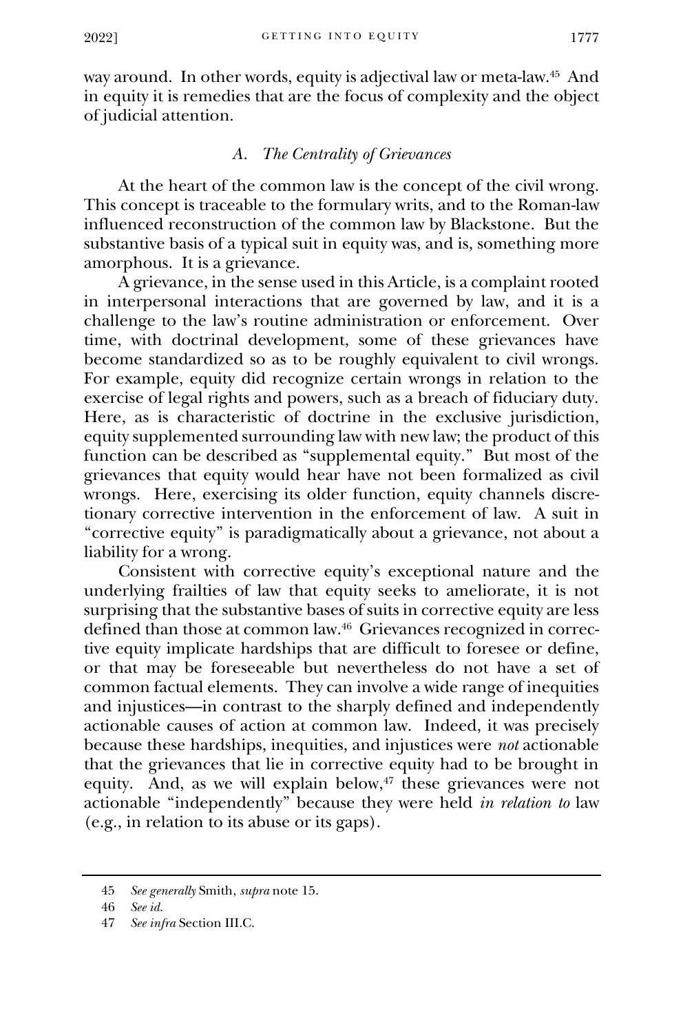way around. In other words, equity is adjectival law or meta-law.[45] And in equity it is remedies that are the focus of complexity and the object of judicial attention.

### *A. The Centrality of Grievances*

At the heart of the common law is the concept of the civil wrong. This concept is traceable to the formulary writs, and to the Roman-law influenced reconstruction of the common law by Blackstone. But the substantive basis of a typical suit in equity was, and is, something more amorphous. It is a grievance.

A grievance, in the sense used in this Article, is a complaint rooted in interpersonal interactions that are governed by law, and it is a challenge to the law's routine administration or enforcement. Over time, with doctrinal development, some of these grievances have become standardized so as to be roughly equivalent to civil wrongs. For example, equity did recognize certain wrongs in relation to the exercise of legal rights and powers, such as a breach of fiduciary duty. Here, as is characteristic of doctrine in the exclusive jurisdiction, equity supplemented surrounding law with new law; the product of this function can be described as "supplemental equity." But most of the grievances that equity would hear have not been formalized as civil wrongs. Here, exercising its older function, equity channels discretionary corrective intervention in the enforcement of law. A suit in "corrective equity" is paradigmatically about a grievance, not about a liability for a wrong.

Consistent with corrective equity's exceptional nature and the underlying frailties of law that equity seeks to ameliorate, it is not surprising that the substantive bases of suits in corrective equity are less defined than those at common law.[46] Grievances recognized in corrective equity implicate hardships that are difficult to foresee or define, or that may be foreseeable but nevertheless do not have a set of common factual elements. They can involve a wide range of inequities and injustices—in contrast to the sharply defined and independently actionable causes of action at common law. Indeed, it was precisely because these hardships, inequities, and injustices were *not* actionable that the grievances that lie in corrective equity had to be brought in equity. And, as we will explain below,[47] these grievances were not actionable "independently" because they were held *in relation to* law (e.g., in relation to its abuse or its gaps).

---

45 *See generally* Smith, *supra* note 15.

46 *See id.*

47 *See infra* Section III.C.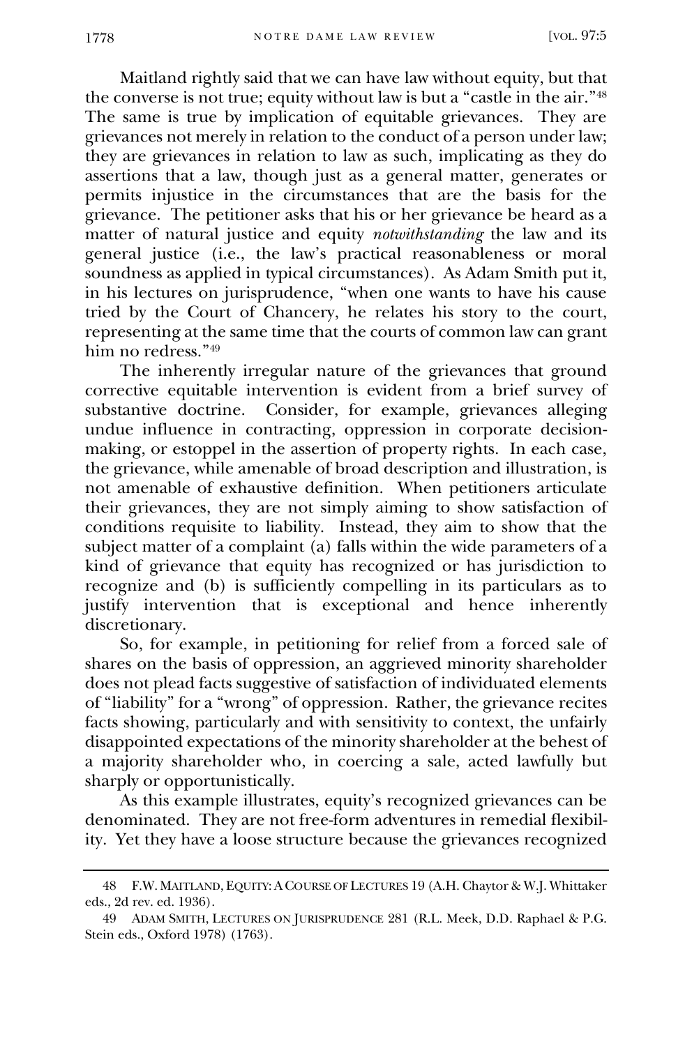Maitland rightly said that we can have law without equity, but that the converse is not true; equity without law is but a "castle in the air."[48] The same is true by implication of equitable grievances. They are grievances not merely in relation to the conduct of a person under law; they are grievances in relation to law as such, implicating as they do assertions that a law, though just as a general matter, generates or permits injustice in the circumstances that are the basis for the grievance. The petitioner asks that his or her grievance be heard as a matter of natural justice and equity *notwithstanding* the law and its general justice (i.e., the law's practical reasonableness or moral soundness as applied in typical circumstances). As Adam Smith put it, in his lectures on jurisprudence, "when one wants to have his cause tried by the Court of Chancery, he relates his story to the court, representing at the same time that the courts of common law can grant him no redress."[49]

The inherently irregular nature of the grievances that ground corrective equitable intervention is evident from a brief survey of substantive doctrine. Consider, for example, grievances alleging undue influence in contracting, oppression in corporate decision-making, or estoppel in the assertion of property rights. In each case, the grievance, while amenable of broad description and illustration, is not amenable of exhaustive definition. When petitioners articulate their grievances, they are not simply aiming to show satisfaction of conditions requisite to liability. Instead, they aim to show that the subject matter of a complaint (a) falls within the wide parameters of a kind of grievance that equity has recognized or has jurisdiction to recognize and (b) is sufficiently compelling in its particulars as to justify intervention that is exceptional and hence inherently discretionary.

So, for example, in petitioning for relief from a forced sale of shares on the basis of oppression, an aggrieved minority shareholder does not plead facts suggestive of satisfaction of individuated elements of "liability" for a "wrong" of oppression. Rather, the grievance recites facts showing, particularly and with sensitivity to context, the unfairly disappointed expectations of the minority shareholder at the behest of a majority shareholder who, in coercing a sale, acted lawfully but sharply or opportunistically.

As this example illustrates, equity's recognized grievances can be denominated. They are not free-form adventures in remedial flexibility. Yet they have a loose structure because the grievances recognized

---

48 F.W. Maitland, Equity: A Course of Lectures 19 (A.H. Chaytor & W.J. Whittaker eds., 2d rev. ed. 1936).

49 Adam Smith, Lectures on Jurisprudence 281 (R.L. Meek, D.D. Raphael & P.G. Stein eds., Oxford 1978) (1763).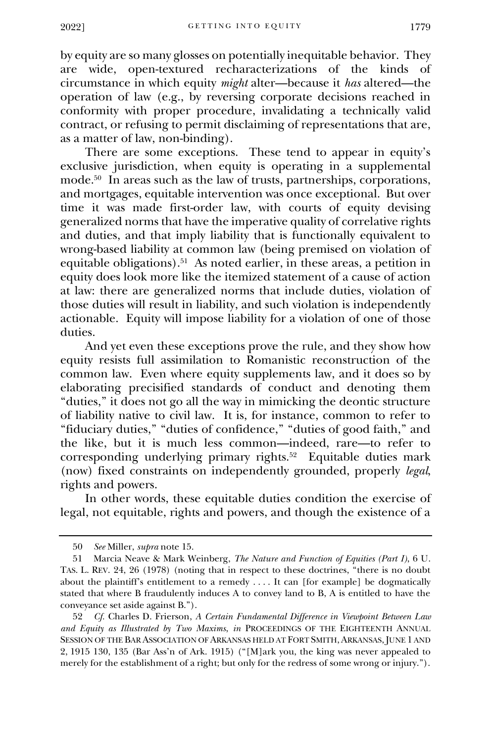by equity are so many glosses on potentially inequitable behavior. They are wide, open-textured recharacterizations of the kinds of circumstance in which equity *might* alter—because it *has* altered—the operation of law (e.g., by reversing corporate decisions reached in conformity with proper procedure, invalidating a technically valid contract, or refusing to permit disclaiming of representations that are, as a matter of law, non-binding).

There are some exceptions. These tend to appear in equity's exclusive jurisdiction, when equity is operating in a supplemental mode.[50] In areas such as the law of trusts, partnerships, corporations, and mortgages, equitable intervention was once exceptional. But over time it was made first-order law, with courts of equity devising generalized norms that have the imperative quality of correlative rights and duties, and that imply liability that is functionally equivalent to wrong-based liability at common law (being premised on violation of equitable obligations).[51] As noted earlier, in these areas, a petition in equity does look more like the itemized statement of a cause of action at law: there are generalized norms that include duties, violation of those duties will result in liability, and such violation is independently actionable. Equity will impose liability for a violation of one of those duties.

And yet even these exceptions prove the rule, and they show how equity resists full assimilation to Romanistic reconstruction of the common law. Even where equity supplements law, and it does so by elaborating precisified standards of conduct and denoting them "duties," it does not go all the way in mimicking the deontic structure of liability native to civil law. It is, for instance, common to refer to "fiduciary duties," "duties of confidence," "duties of good faith," and the like, but it is much less common—indeed, rare—to refer to corresponding underlying primary rights.[52] Equitable duties mark (now) fixed constraints on independently grounded, properly *legal*, rights and powers.

In other words, these equitable duties condition the exercise of legal, not equitable, rights and powers, and though the existence of a

---

50 *See* Miller, *supra* note 15.

51 Marcia Neave & Mark Weinberg, *The Nature and Function of Equities (Part I)*, 6 U. TAS. L. REV. 24, 26 (1978) (noting that in respect to these doctrines, "there is no doubt about the plaintiff's entitlement to a remedy . . . . It can [for example] be dogmatically stated that where B fraudulently induces A to convey land to B, A is entitled to have the conveyance set aside against B.").

52 *Cf.* Charles D. Frierson, *A Certain Fundamental Difference in Viewpoint Between Law and Equity as Illustrated by Two Maxims*, *in* PROCEEDINGS OF THE EIGHTEENTH ANNUAL SESSION OF THE BAR ASSOCIATION OF ARKANSAS HELD AT FORT SMITH, ARKANSAS, JUNE 1 AND 2, 1915 130, 135 (Bar Ass'n of Ark. 1915) ("[M]ark you, the king was never appealed to merely for the establishment of a right; but only for the redress of some wrong or injury.").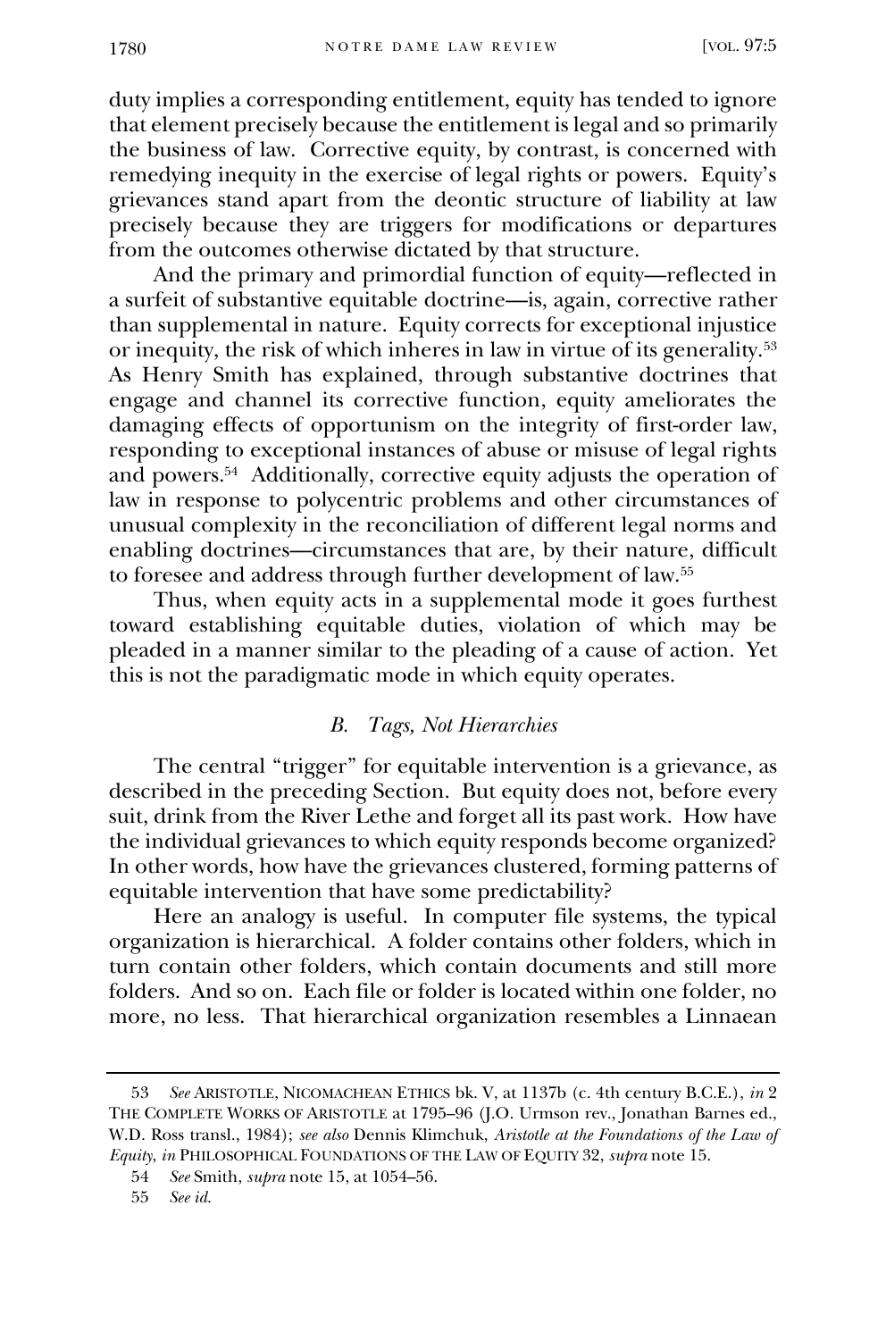duty implies a corresponding entitlement, equity has tended to ignore that element precisely because the entitlement is legal and so primarily the business of law. Corrective equity, by contrast, is concerned with remedying inequity in the exercise of legal rights or powers. Equity's grievances stand apart from the deontic structure of liability at law precisely because they are triggers for modifications or departures from the outcomes otherwise dictated by that structure.

And the primary and primordial function of equity—reflected in a surfeit of substantive equitable doctrine—is, again, corrective rather than supplemental in nature. Equity corrects for exceptional injustice or inequity, the risk of which inheres in law in virtue of its generality.[53] As Henry Smith has explained, through substantive doctrines that engage and channel its corrective function, equity ameliorates the damaging effects of opportunism on the integrity of first-order law, responding to exceptional instances of abuse or misuse of legal rights and powers.[54] Additionally, corrective equity adjusts the operation of law in response to polycentric problems and other circumstances of unusual complexity in the reconciliation of different legal norms and enabling doctrines—circumstances that are, by their nature, difficult to foresee and address through further development of law.[55]

Thus, when equity acts in a supplemental mode it goes furthest toward establishing equitable duties, violation of which may be pleaded in a manner similar to the pleading of a cause of action. Yet this is not the paradigmatic mode in which equity operates.

### *B. Tags, Not Hierarchies*

The central "trigger" for equitable intervention is a grievance, as described in the preceding Section. But equity does not, before every suit, drink from the River Lethe and forget all its past work. How have the individual grievances to which equity responds become organized? In other words, how have the grievances clustered, forming patterns of equitable intervention that have some predictability?

Here an analogy is useful. In computer file systems, the typical organization is hierarchical. A folder contains other folders, which in turn contain other folders, which contain documents and still more folders. And so on. Each file or folder is located within one folder, no more, no less. That hierarchical organization resembles a Linnaean

---

53 *See* ARISTOTLE, NICOMACHEAN ETHICS bk. V, at 1137b (c. 4th century B.C.E.), *in* 2 THE COMPLETE WORKS OF ARISTOTLE at 1795–96 (J.O. Urmson rev., Jonathan Barnes ed., W.D. Ross transl., 1984); *see also* Dennis Klimchuk, *Aristotle at the Foundations of the Law of Equity*, *in* PHILOSOPHICAL FOUNDATIONS OF THE LAW OF EQUITY 32, *supra* note 15.

54 *See* Smith, *supra* note 15, at 1054–56.

55 *See id.*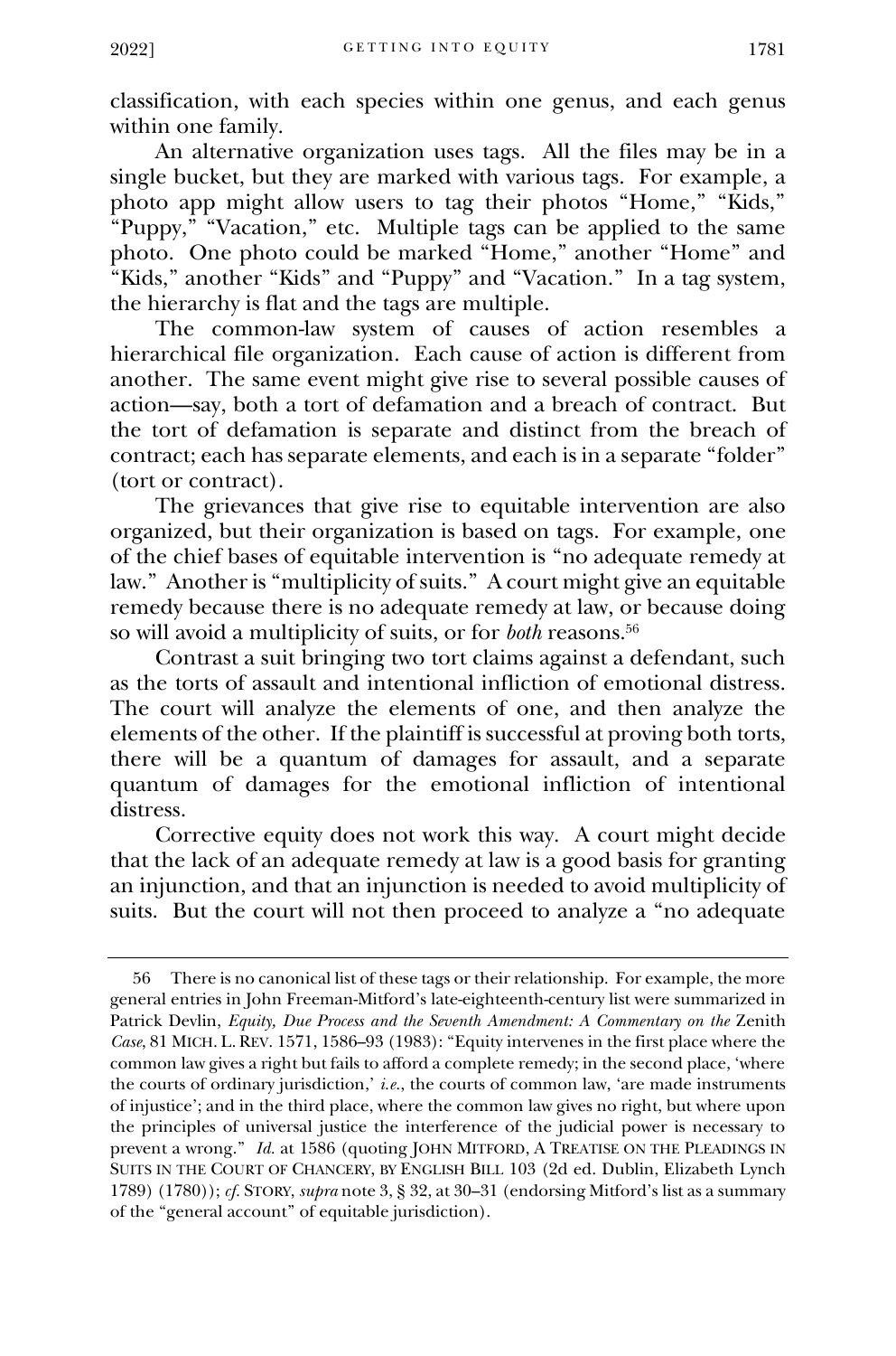classification, with each species within one genus, and each genus within one family.

An alternative organization uses tags. All the files may be in a single bucket, but they are marked with various tags. For example, a photo app might allow users to tag their photos "Home," "Kids," "Puppy," "Vacation," etc. Multiple tags can be applied to the same photo. One photo could be marked "Home," another "Home" and "Kids," another "Kids" and "Puppy" and "Vacation." In a tag system, the hierarchy is flat and the tags are multiple.

The common-law system of causes of action resembles a hierarchical file organization. Each cause of action is different from another. The same event might give rise to several possible causes of action—say, both a tort of defamation and a breach of contract. But the tort of defamation is separate and distinct from the breach of contract; each has separate elements, and each is in a separate "folder" (tort or contract).

The grievances that give rise to equitable intervention are also organized, but their organization is based on tags. For example, one of the chief bases of equitable intervention is "no adequate remedy at law." Another is "multiplicity of suits." A court might give an equitable remedy because there is no adequate remedy at law, or because doing so will avoid a multiplicity of suits, or for *both* reasons.[56]

Contrast a suit bringing two tort claims against a defendant, such as the torts of assault and intentional infliction of emotional distress. The court will analyze the elements of one, and then analyze the elements of the other. If the plaintiff is successful at proving both torts, there will be a quantum of damages for assault, and a separate quantum of damages for the emotional infliction of intentional distress.

Corrective equity does not work this way. A court might decide that the lack of an adequate remedy at law is a good basis for granting an injunction, and that an injunction is needed to avoid multiplicity of suits. But the court will not then proceed to analyze a "no adequate

---

56 There is no canonical list of these tags or their relationship. For example, the more general entries in John Freeman-Mitford's late-eighteenth-century list were summarized in Patrick Devlin, *Equity, Due Process and the Seventh Amendment: A Commentary on the* Zenith *Case*, 81 MICH. L. REV. 1571, 1586–93 (1983): "Equity intervenes in the first place where the common law gives a right but fails to afford a complete remedy; in the second place, 'where the courts of ordinary jurisdiction,' *i.e.*, the courts of common law, 'are made instruments of injustice'; and in the third place, where the common law gives no right, but where upon the principles of universal justice the interference of the judicial power is necessary to prevent a wrong." *Id.* at 1586 (quoting JOHN MITFORD, A TREATISE ON THE PLEADINGS IN SUITS IN THE COURT OF CHANCERY, BY ENGLISH BILL 103 (2d ed. Dublin, Elizabeth Lynch 1789) (1780)); *cf.* STORY, *supra* note 3, § 32, at 30–31 (endorsing Mitford's list as a summary of the "general account" of equitable jurisdiction).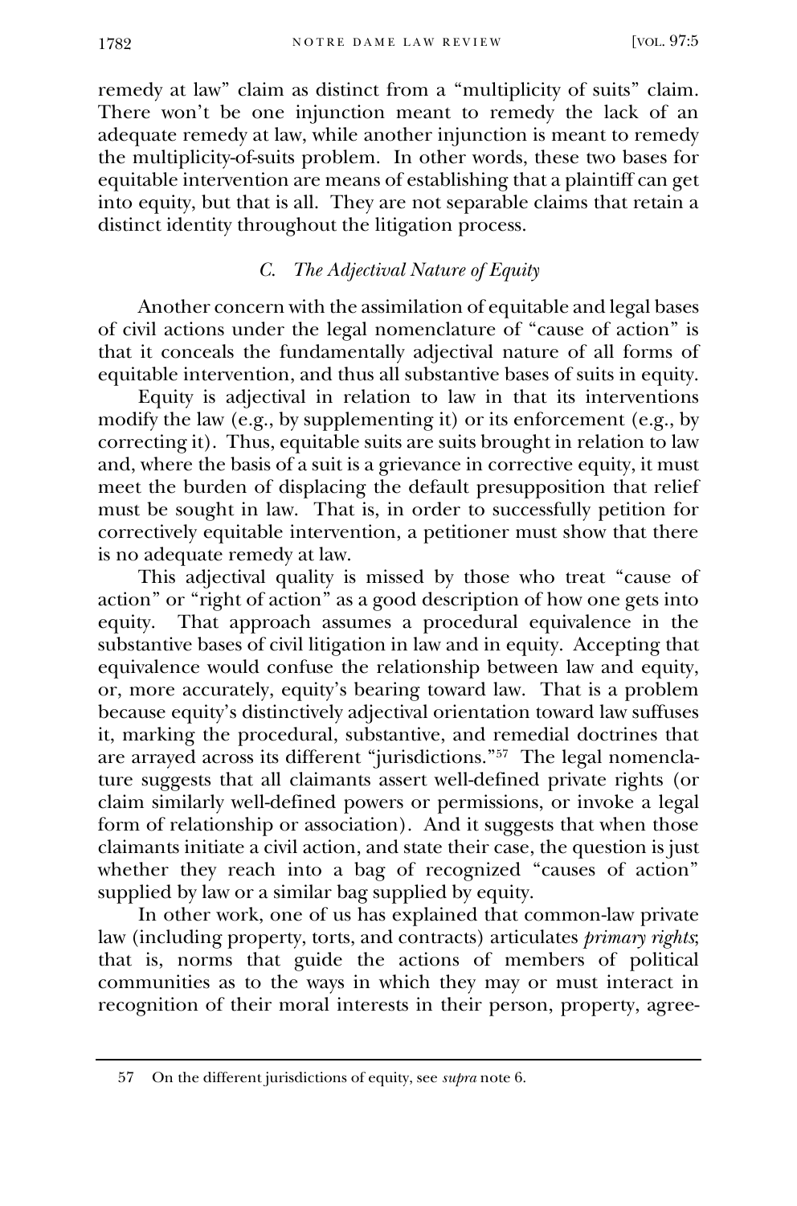remedy at law" claim as distinct from a "multiplicity of suits" claim. There won't be one injunction meant to remedy the lack of an adequate remedy at law, while another injunction is meant to remedy the multiplicity-of-suits problem. In other words, these two bases for equitable intervention are means of establishing that a plaintiff can get into equity, but that is all. They are not separable claims that retain a distinct identity throughout the litigation process.

### *C. The Adjectival Nature of Equity*

Another concern with the assimilation of equitable and legal bases of civil actions under the legal nomenclature of "cause of action" is that it conceals the fundamentally adjectival nature of all forms of equitable intervention, and thus all substantive bases of suits in equity.

Equity is adjectival in relation to law in that its interventions modify the law (e.g., by supplementing it) or its enforcement (e.g., by correcting it). Thus, equitable suits are suits brought in relation to law and, where the basis of a suit is a grievance in corrective equity, it must meet the burden of displacing the default presupposition that relief must be sought in law. That is, in order to successfully petition for correctively equitable intervention, a petitioner must show that there is no adequate remedy at law.

This adjectival quality is missed by those who treat "cause of action" or "right of action" as a good description of how one gets into equity. That approach assumes a procedural equivalence in the substantive bases of civil litigation in law and in equity. Accepting that equivalence would confuse the relationship between law and equity, or, more accurately, equity's bearing toward law. That is a problem because equity's distinctively adjectival orientation toward law suffuses it, marking the procedural, substantive, and remedial doctrines that are arrayed across its different "jurisdictions."[57] The legal nomenclature suggests that all claimants assert well-defined private rights (or claim similarly well-defined powers or permissions, or invoke a legal form of relationship or association). And it suggests that when those claimants initiate a civil action, and state their case, the question is just whether they reach into a bag of recognized "causes of action" supplied by law or a similar bag supplied by equity.

In other work, one of us has explained that common-law private law (including property, torts, and contracts) articulates *primary rights*; that is, norms that guide the actions of members of political communities as to the ways in which they may or must interact in recognition of their moral interests in their person, property, agree-

---

57 On the different jurisdictions of equity, see *supra* note 6.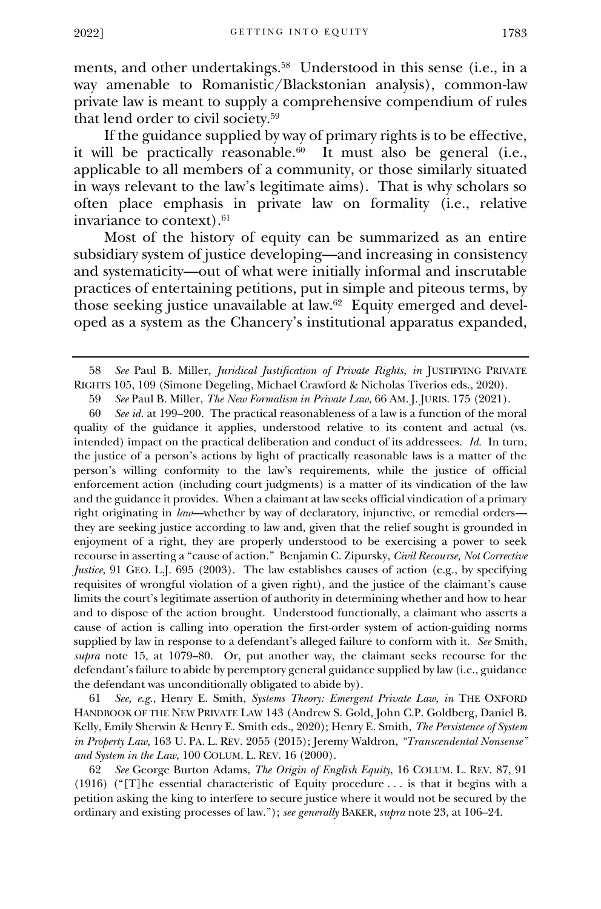ments, and other undertakings.[58] Understood in this sense (i.e., in a way amenable to Romanistic/Blackstonian analysis), common-law private law is meant to supply a comprehensive compendium of rules that lend order to civil society.[59]

If the guidance supplied by way of primary rights is to be effective, it will be practically reasonable.[60] It must also be general (i.e., applicable to all members of a community, or those similarly situated in ways relevant to the law's legitimate aims). That is why scholars so often place emphasis in private law on formality (i.e., relative invariance to context).[61]

Most of the history of equity can be summarized as an entire subsidiary system of justice developing—and increasing in consistency and systematicity—out of what were initially informal and inscrutable practices of entertaining petitions, put in simple and piteous terms, by those seeking justice unavailable at law.[62] Equity emerged and developed as a system as the Chancery's institutional apparatus expanded,

---

58 *See* Paul B. Miller, *Juridical Justification of Private Rights*, *in* JUSTIFYING PRIVATE RIGHTS 105, 109 (Simone Degeling, Michael Crawford & Nicholas Tiverios eds., 2020).

59 *See* Paul B. Miller, *The New Formalism in Private Law,* 66 AM. J. JURIS. 175 (2021).

60 *See id.* at 199–200. The practical reasonableness of a law is a function of the moral quality of the guidance it applies, understood relative to its content and actual (vs. intended) impact on the practical deliberation and conduct of its addressees. *Id.* In turn, the justice of a person's actions by light of practically reasonable laws is a matter of the person's willing conformity to the law's requirements, while the justice of official enforcement action (including court judgments) is a matter of its vindication of the law and the guidance it provides. When a claimant at law seeks official vindication of a primary right originating in *law*—whether by way of declaratory, injunctive, or remedial orders—they are seeking justice according to law and, given that the relief sought is grounded in enjoyment of a right, they are properly understood to be exercising a power to seek recourse in asserting a "cause of action." Benjamin C. Zipursky, *Civil Recourse, Not Corrective Justice*, 91 GEO. L.J. 695 (2003). The law establishes causes of action (e.g., by specifying requisites of wrongful violation of a given right), and the justice of the claimant's cause limits the court's legitimate assertion of authority in determining whether and how to hear and to dispose of the action brought. Understood functionally, a claimant who asserts a cause of action is calling into operation the first-order system of action-guiding norms supplied by law in response to a defendant's alleged failure to conform with it. *See* Smith, *supra* note 15, at 1079–80. Or, put another way, the claimant seeks recourse for the defendant's failure to abide by peremptory general guidance supplied by law (i.e., guidance the defendant was unconditionally obligated to abide by).

61 *See, e.g.*, Henry E. Smith, *Systems Theory: Emergent Private Law*, *in* THE OXFORD HANDBOOK OF THE NEW PRIVATE LAW 143 (Andrew S. Gold, John C.P. Goldberg, Daniel B. Kelly, Emily Sherwin & Henry E. Smith eds., 2020); Henry E. Smith, *The Persistence of System in Property Law*, 163 U. PA. L. REV. 2055 (2015); Jeremy Waldron, *"Transcendental Nonsense" and System in the Law,* 100 COLUM. L. REV. 16 (2000).

62 *See* George Burton Adams, *The Origin of English Equity*, 16 COLUM. L. REV. 87, 91 (1916) ("[T]he essential characteristic of Equity procedure . . . is that it begins with a petition asking the king to interfere to secure justice where it would not be secured by the ordinary and existing processes of law."); *see generally* BAKER, *supra* note 23, at 106–24.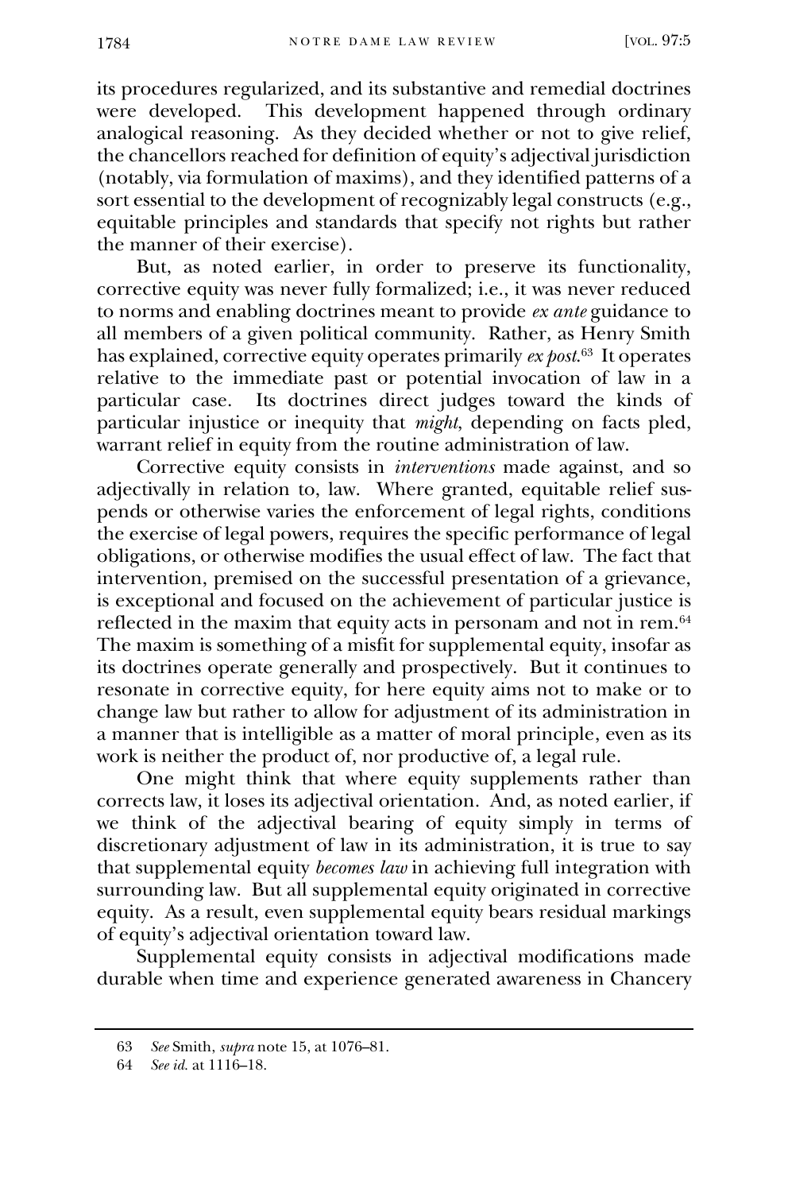its procedures regularized, and its substantive and remedial doctrines were developed. This development happened through ordinary analogical reasoning. As they decided whether or not to give relief, the chancellors reached for definition of equity's adjectival jurisdiction (notably, via formulation of maxims), and they identified patterns of a sort essential to the development of recognizably legal constructs (e.g., equitable principles and standards that specify not rights but rather the manner of their exercise).

But, as noted earlier, in order to preserve its functionality, corrective equity was never fully formalized; i.e., it was never reduced to norms and enabling doctrines meant to provide *ex ante* guidance to all members of a given political community. Rather, as Henry Smith has explained, corrective equity operates primarily *ex post*.[63] It operates relative to the immediate past or potential invocation of law in a particular case. Its doctrines direct judges toward the kinds of particular injustice or inequity that *might*, depending on facts pled, warrant relief in equity from the routine administration of law.

Corrective equity consists in *interventions* made against, and so adjectivally in relation to, law. Where granted, equitable relief suspends or otherwise varies the enforcement of legal rights, conditions the exercise of legal powers, requires the specific performance of legal obligations, or otherwise modifies the usual effect of law. The fact that intervention, premised on the successful presentation of a grievance, is exceptional and focused on the achievement of particular justice is reflected in the maxim that equity acts in personam and not in rem.[64] The maxim is something of a misfit for supplemental equity, insofar as its doctrines operate generally and prospectively. But it continues to resonate in corrective equity, for here equity aims not to make or to change law but rather to allow for adjustment of its administration in a manner that is intelligible as a matter of moral principle, even as its work is neither the product of, nor productive of, a legal rule.

One might think that where equity supplements rather than corrects law, it loses its adjectival orientation. And, as noted earlier, if we think of the adjectival bearing of equity simply in terms of discretionary adjustment of law in its administration, it is true to say that supplemental equity *becomes law* in achieving full integration with surrounding law. But all supplemental equity originated in corrective equity. As a result, even supplemental equity bears residual markings of equity's adjectival orientation toward law.

Supplemental equity consists in adjectival modifications made durable when time and experience generated awareness in Chancery

63 *See* Smith, *supra* note 15, at 1076–81.

64 *See id.* at 1116–18.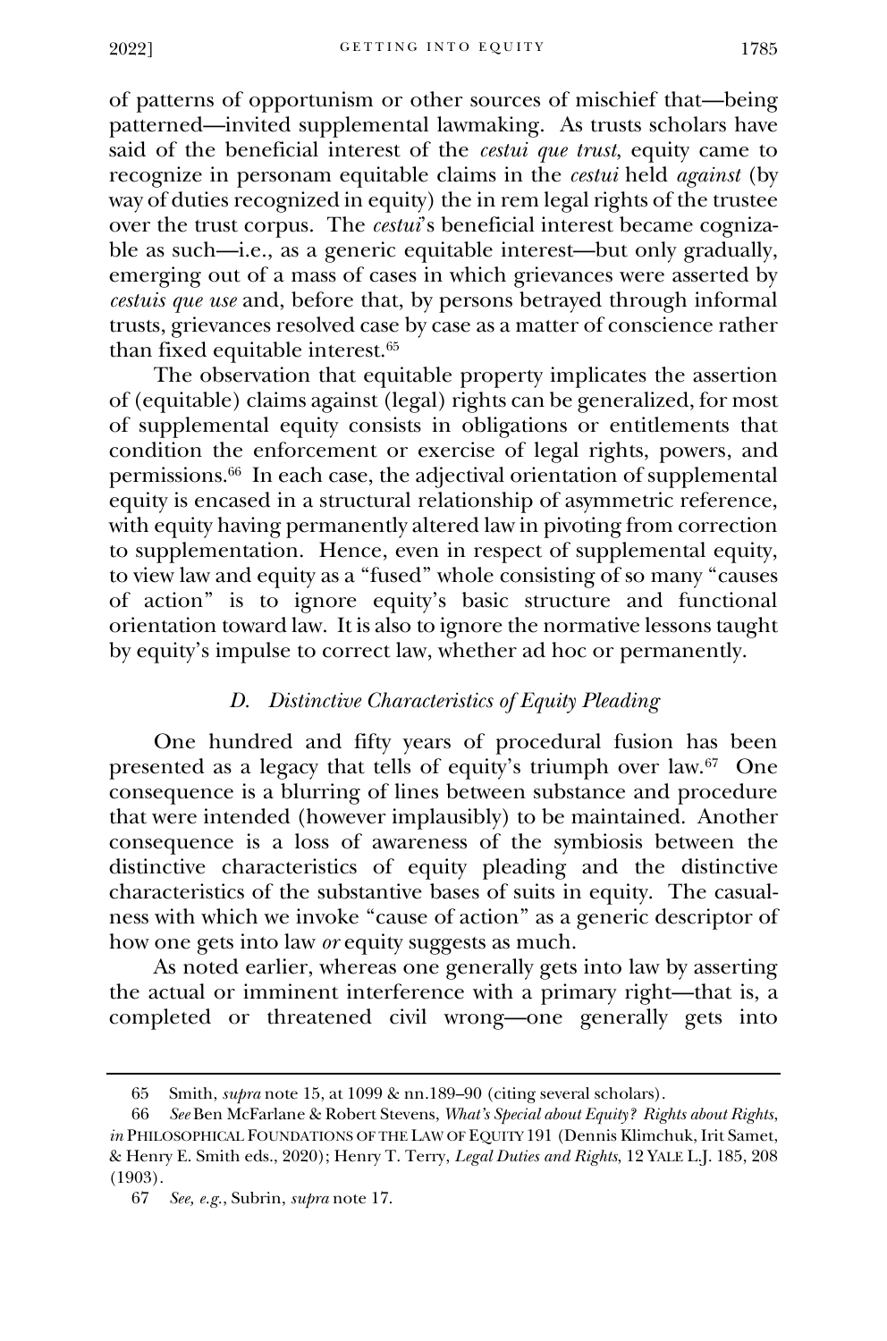of patterns of opportunism or other sources of mischief that—being patterned—invited supplemental lawmaking. As trusts scholars have said of the beneficial interest of the *cestui que trust*, equity came to recognize in personam equitable claims in the *cestui* held *against* (by way of duties recognized in equity) the in rem legal rights of the trustee over the trust corpus. The *cestui*'s beneficial interest became cognizable as such—i.e., as a generic equitable interest—but only gradually, emerging out of a mass of cases in which grievances were asserted by *cestuis que use* and, before that, by persons betrayed through informal trusts, grievances resolved case by case as a matter of conscience rather than fixed equitable interest.[65]

The observation that equitable property implicates the assertion of (equitable) claims against (legal) rights can be generalized, for most of supplemental equity consists in obligations or entitlements that condition the enforcement or exercise of legal rights, powers, and permissions.[66] In each case, the adjectival orientation of supplemental equity is encased in a structural relationship of asymmetric reference, with equity having permanently altered law in pivoting from correction to supplementation. Hence, even in respect of supplemental equity, to view law and equity as a "fused" whole consisting of so many "causes of action" is to ignore equity's basic structure and functional orientation toward law. It is also to ignore the normative lessons taught by equity's impulse to correct law, whether ad hoc or permanently.

### *D. Distinctive Characteristics of Equity Pleading*

One hundred and fifty years of procedural fusion has been presented as a legacy that tells of equity's triumph over law.[67] One consequence is a blurring of lines between substance and procedure that were intended (however implausibly) to be maintained. Another consequence is a loss of awareness of the symbiosis between the distinctive characteristics of equity pleading and the distinctive characteristics of the substantive bases of suits in equity. The casualness with which we invoke "cause of action" as a generic descriptor of how one gets into law *or* equity suggests as much.

As noted earlier, whereas one generally gets into law by asserting the actual or imminent interference with a primary right—that is, a completed or threatened civil wrong—one generally gets into

---

65 Smith, *supra* note 15, at 1099 & nn.189–90 (citing several scholars).

66 *See* Ben McFarlane & Robert Stevens, *What's Special about Equity? Rights about Rights*, *in* PHILOSOPHICAL FOUNDATIONS OF THE LAW OF EQUITY 191 (Dennis Klimchuk, Irit Samet, & Henry E. Smith eds., 2020); Henry T. Terry, *Legal Duties and Rights*, 12 YALE L.J. 185, 208 (1903).

67 *See, e.g.*, Subrin, *supra* note 17.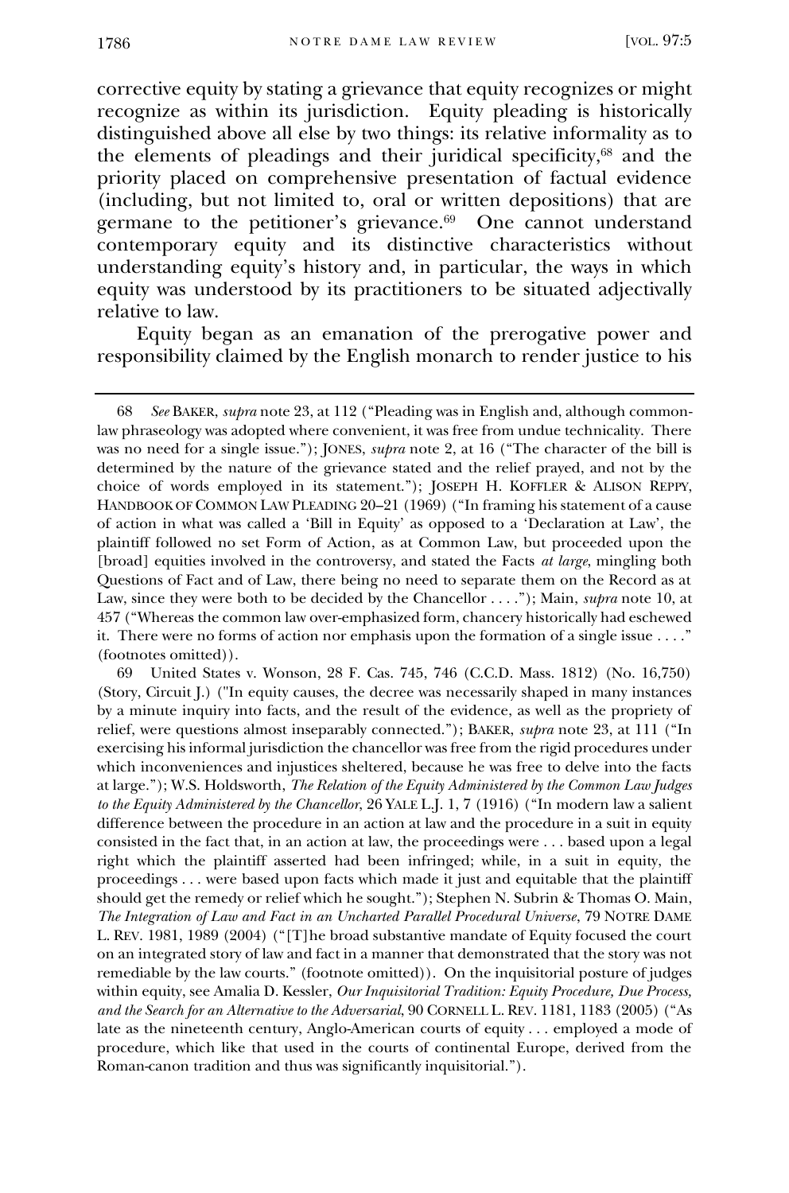corrective equity by stating a grievance that equity recognizes or might recognize as within its jurisdiction. Equity pleading is historically distinguished above all else by two things: its relative informality as to the elements of pleadings and their juridical specificity,[68] and the priority placed on comprehensive presentation of factual evidence (including, but not limited to, oral or written depositions) that are germane to the petitioner's grievance.[69] One cannot understand contemporary equity and its distinctive characteristics without understanding equity's history and, in particular, the ways in which equity was understood by its practitioners to be situated adjectivally relative to law.

Equity began as an emanation of the prerogative power and responsibility claimed by the English monarch to render justice to his

---

68 *See* BAKER, *supra* note 23, at 112 ("Pleading was in English and, although common-law phraseology was adopted where convenient, it was free from undue technicality. There was no need for a single issue."); JONES, *supra* note 2, at 16 ("The character of the bill is determined by the nature of the grievance stated and the relief prayed, and not by the choice of words employed in its statement."); JOSEPH H. KOFFLER & ALISON REPPY, HANDBOOK OF COMMON LAW PLEADING 20–21 (1969) ("In framing his statement of a cause of action in what was called a 'Bill in Equity' as opposed to a 'Declaration at Law', the plaintiff followed no set Form of Action, as at Common Law, but proceeded upon the [broad] equities involved in the controversy, and stated the Facts *at large*, mingling both Questions of Fact and of Law, there being no need to separate them on the Record as at Law, since they were both to be decided by the Chancellor . . . ."); Main, *supra* note 10, at 457 ("Whereas the common law over-emphasized form, chancery historically had eschewed it. There were no forms of action nor emphasis upon the formation of a single issue . . . ." (footnotes omitted)).

69 United States v. Wonson, 28 F. Cas. 745, 746 (C.C.D. Mass. 1812) (No. 16,750) (Story, Circuit J.) ("In equity causes, the decree was necessarily shaped in many instances by a minute inquiry into facts, and the result of the evidence, as well as the propriety of relief, were questions almost inseparably connected."); BAKER, *supra* note 23, at 111 ("In exercising his informal jurisdiction the chancellor was free from the rigid procedures under which inconveniences and injustices sheltered, because he was free to delve into the facts at large."); W.S. Holdsworth, *The Relation of the Equity Administered by the Common Law Judges to the Equity Administered by the Chancellor*, 26 YALE L.J. 1, 7 (1916) ("In modern law a salient difference between the procedure in an action at law and the procedure in a suit in equity consisted in the fact that, in an action at law, the proceedings were . . . based upon a legal right which the plaintiff asserted had been infringed; while, in a suit in equity, the proceedings . . . were based upon facts which made it just and equitable that the plaintiff should get the remedy or relief which he sought."); Stephen N. Subrin & Thomas O. Main, *The Integration of Law and Fact in an Uncharted Parallel Procedural Universe*, 79 NOTRE DAME L. REV. 1981, 1989 (2004) ("[T]he broad substantive mandate of Equity focused the court on an integrated story of law and fact in a manner that demonstrated that the story was not remediable by the law courts." (footnote omitted)). On the inquisitorial posture of judges within equity, see Amalia D. Kessler, *Our Inquisitorial Tradition: Equity Procedure, Due Process, and the Search for an Alternative to the Adversarial*, 90 CORNELL L. REV. 1181, 1183 (2005) ("As late as the nineteenth century, Anglo-American courts of equity . . . employed a mode of procedure, which like that used in the courts of continental Europe, derived from the Roman-canon tradition and thus was significantly inquisitorial.").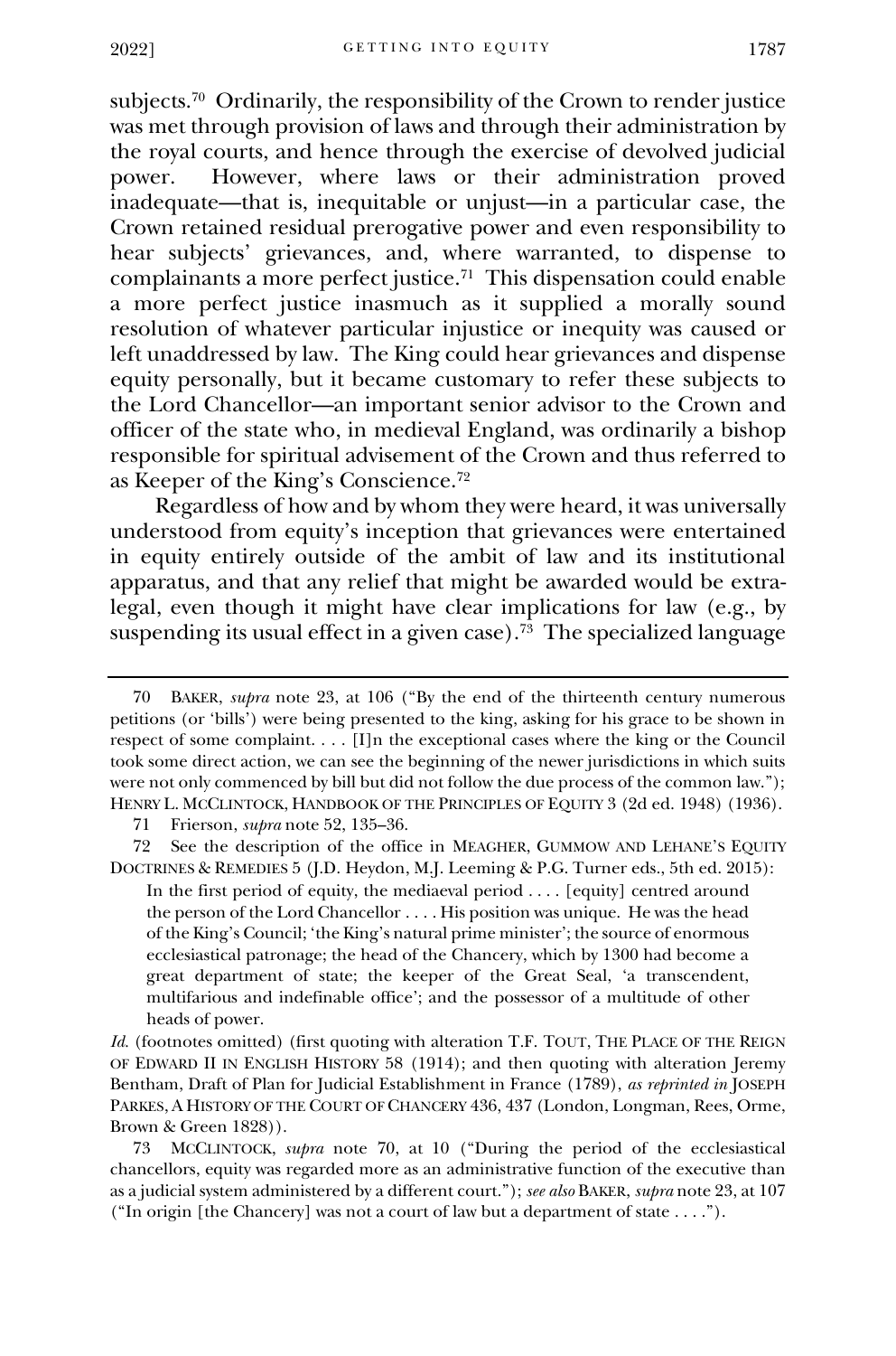subjects.[70] Ordinarily, the responsibility of the Crown to render justice was met through provision of laws and through their administration by the royal courts, and hence through the exercise of devolved judicial power. However, where laws or their administration proved inadequate—that is, inequitable or unjust—in a particular case, the Crown retained residual prerogative power and even responsibility to hear subjects' grievances, and, where warranted, to dispense to complainants a more perfect justice.[71] This dispensation could enable a more perfect justice inasmuch as it supplied a morally sound resolution of whatever particular injustice or inequity was caused or left unaddressed by law. The King could hear grievances and dispense equity personally, but it became customary to refer these subjects to the Lord Chancellor—an important senior advisor to the Crown and officer of the state who, in medieval England, was ordinarily a bishop responsible for spiritual advisement of the Crown and thus referred to as Keeper of the King's Conscience.[72]

Regardless of how and by whom they were heard, it was universally understood from equity's inception that grievances were entertained in equity entirely outside of the ambit of law and its institutional apparatus, and that any relief that might be awarded would be extra-legal, even though it might have clear implications for law (e.g., by suspending its usual effect in a given case).[73] The specialized language

---

70 BAKER, *supra* note 23, at 106 ("By the end of the thirteenth century numerous petitions (or 'bills') were being presented to the king, asking for his grace to be shown in respect of some complaint. . . . [I]n the exceptional cases where the king or the Council took some direct action, we can see the beginning of the newer jurisdictions in which suits were not only commenced by bill but did not follow the due process of the common law."); HENRY L. MCCLINTOCK, HANDBOOK OF THE PRINCIPLES OF EQUITY 3 (2d ed. 1948) (1936).

71 Frierson, *supra* note 52, 135–36.

72 See the description of the office in MEAGHER, GUMMOW AND LEHANE'S EQUITY DOCTRINES & REMEDIES 5 (J.D. Heydon, M.J. Leeming & P.G. Turner eds., 5th ed. 2015):

> In the first period of equity, the mediaeval period . . . . [equity] centred around the person of the Lord Chancellor . . . . His position was unique. He was the head of the King's Council; 'the King's natural prime minister'; the source of enormous ecclesiastical patronage; the head of the Chancery, which by 1300 had become a great department of state; the keeper of the Great Seal, 'a transcendent, multifarious and indefinable office'; and the possessor of a multitude of other heads of power.

*Id.* (footnotes omitted) (first quoting with alteration T.F. TOUT, THE PLACE OF THE REIGN OF EDWARD II IN ENGLISH HISTORY 58 (1914); and then quoting with alteration Jeremy Bentham, Draft of Plan for Judicial Establishment in France (1789), *as reprinted in* JOSEPH PARKES, A HISTORY OF THE COURT OF CHANCERY 436, 437 (London, Longman, Rees, Orme, Brown & Green 1828)).

73 MCCLINTOCK, *supra* note 70, at 10 ("During the period of the ecclesiastical chancellors, equity was regarded more as an administrative function of the executive than as a judicial system administered by a different court."); *see also* BAKER, *supra* note 23, at 107 ("In origin [the Chancery] was not a court of law but a department of state . . . .").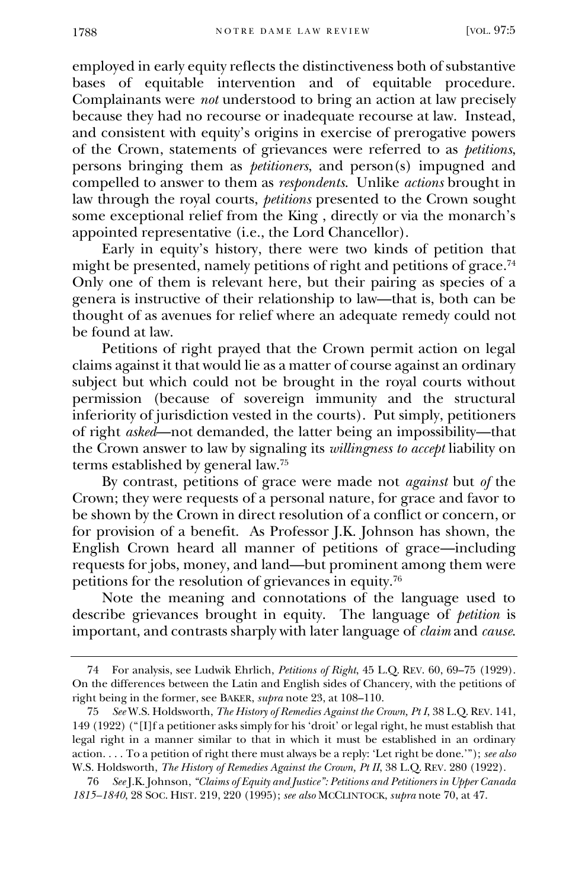employed in early equity reflects the distinctiveness both of substantive bases of equitable intervention and of equitable procedure. Complainants were *not* understood to bring an action at law precisely because they had no recourse or inadequate recourse at law. Instead, and consistent with equity's origins in exercise of prerogative powers of the Crown, statements of grievances were referred to as *petitions*, persons bringing them as *petitioners*, and person(s) impugned and compelled to answer to them as *respondents*. Unlike *actions* brought in law through the royal courts, *petitions* presented to the Crown sought some exceptional relief from the King , directly or via the monarch's appointed representative (i.e., the Lord Chancellor).

Early in equity's history, there were two kinds of petition that might be presented, namely petitions of right and petitions of grace.[74] Only one of them is relevant here, but their pairing as species of a genera is instructive of their relationship to law—that is, both can be thought of as avenues for relief where an adequate remedy could not be found at law.

Petitions of right prayed that the Crown permit action on legal claims against it that would lie as a matter of course against an ordinary subject but which could not be brought in the royal courts without permission (because of sovereign immunity and the structural inferiority of jurisdiction vested in the courts). Put simply, petitioners of right *asked*—not demanded, the latter being an impossibility—that the Crown answer to law by signaling its *willingness to accept* liability on terms established by general law.[75]

By contrast, petitions of grace were made not *against* but *of* the Crown; they were requests of a personal nature, for grace and favor to be shown by the Crown in direct resolution of a conflict or concern, or for provision of a benefit. As Professor J.K. Johnson has shown, the English Crown heard all manner of petitions of grace—including requests for jobs, money, and land—but prominent among them were petitions for the resolution of grievances in equity.[76]

Note the meaning and connotations of the language used to describe grievances brought in equity. The language of *petition* is important, and contrasts sharply with later language of *claim* and *cause*.

---

74 For analysis, see Ludwik Ehrlich, *Petitions of Right*, 45 L.Q. REV. 60, 69–75 (1929). On the differences between the Latin and English sides of Chancery, with the petitions of right being in the former, see BAKER, *supra* note 23, at 108–110.

75 *See* W.S. Holdsworth, *The History of Remedies Against the Crown, Pt I*, 38 L.Q. REV. 141, 149 (1922) ("[I]f a petitioner asks simply for his 'droit' or legal right, he must establish that legal right in a manner similar to that in which it must be established in an ordinary action. . . . To a petition of right there must always be a reply: 'Let right be done.'"); *see also* W.S. Holdsworth, *The History of Remedies Against the Crown, Pt II*, 38 L.Q. REV. 280 (1922).

76 *See* J.K. Johnson, *"Claims of Equity and Justice": Petitions and Petitioners in Upper Canada 1815–1840*, 28 SOC. HIST. 219, 220 (1995); *see also* MCCLINTOCK, *supra* note 70, at 47.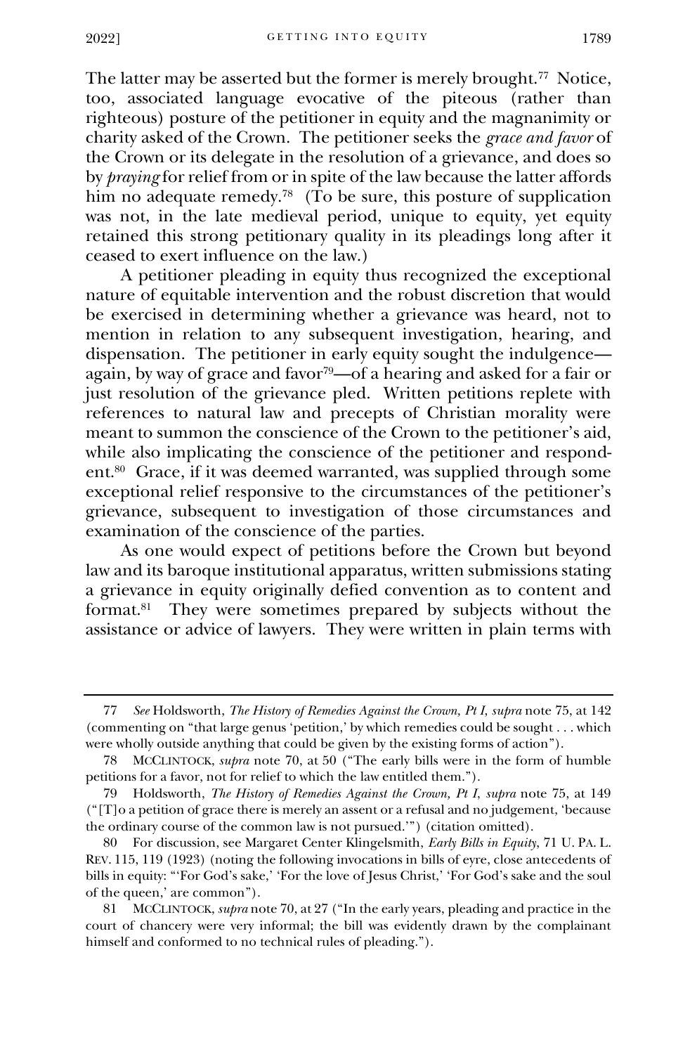The latter may be asserted but the former is merely brought.[77] Notice, too, associated language evocative of the piteous (rather than righteous) posture of the petitioner in equity and the magnanimity or charity asked of the Crown. The petitioner seeks the *grace and favor* of the Crown or its delegate in the resolution of a grievance, and does so by *praying* for relief from or in spite of the law because the latter affords him no adequate remedy.[78] (To be sure, this posture of supplication was not, in the late medieval period, unique to equity, yet equity retained this strong petitionary quality in its pleadings long after it ceased to exert influence on the law.)

A petitioner pleading in equity thus recognized the exceptional nature of equitable intervention and the robust discretion that would be exercised in determining whether a grievance was heard, not to mention in relation to any subsequent investigation, hearing, and dispensation. The petitioner in early equity sought the indulgence—again, by way of grace and favor[79]—of a hearing and asked for a fair or just resolution of the grievance pled. Written petitions replete with references to natural law and precepts of Christian morality were meant to summon the conscience of the Crown to the petitioner's aid, while also implicating the conscience of the petitioner and respondent.[80] Grace, if it was deemed warranted, was supplied through some exceptional relief responsive to the circumstances of the petitioner's grievance, subsequent to investigation of those circumstances and examination of the conscience of the parties.

As one would expect of petitions before the Crown but beyond law and its baroque institutional apparatus, written submissions stating a grievance in equity originally defied convention as to content and format.[81] They were sometimes prepared by subjects without the assistance or advice of lawyers. They were written in plain terms with

---

77 *See* Holdsworth, *The History of Remedies Against the Crown, Pt I*, *supra* note 75, at 142 (commenting on "that large genus 'petition,' by which remedies could be sought . . . which were wholly outside anything that could be given by the existing forms of action").

78 MCCLINTOCK, *supra* note 70, at 50 ("The early bills were in the form of humble petitions for a favor, not for relief to which the law entitled them.").

79 Holdsworth, *The History of Remedies Against the Crown, Pt I*, *supra* note 75, at 149 ("[T]o a petition of grace there is merely an assent or a refusal and no judgement, 'because the ordinary course of the common law is not pursued.'") (citation omitted).

80 For discussion, see Margaret Center Klingelsmith, *Early Bills in Equity*, 71 U. PA. L. REV. 115, 119 (1923) (noting the following invocations in bills of eyre, close antecedents of bills in equity: "'For God's sake,' 'For the love of Jesus Christ,' 'For God's sake and the soul of the queen,' are common").

81 MCCLINTOCK, *supra* note 70, at 27 ("In the early years, pleading and practice in the court of chancery were very informal; the bill was evidently drawn by the complainant himself and conformed to no technical rules of pleading.").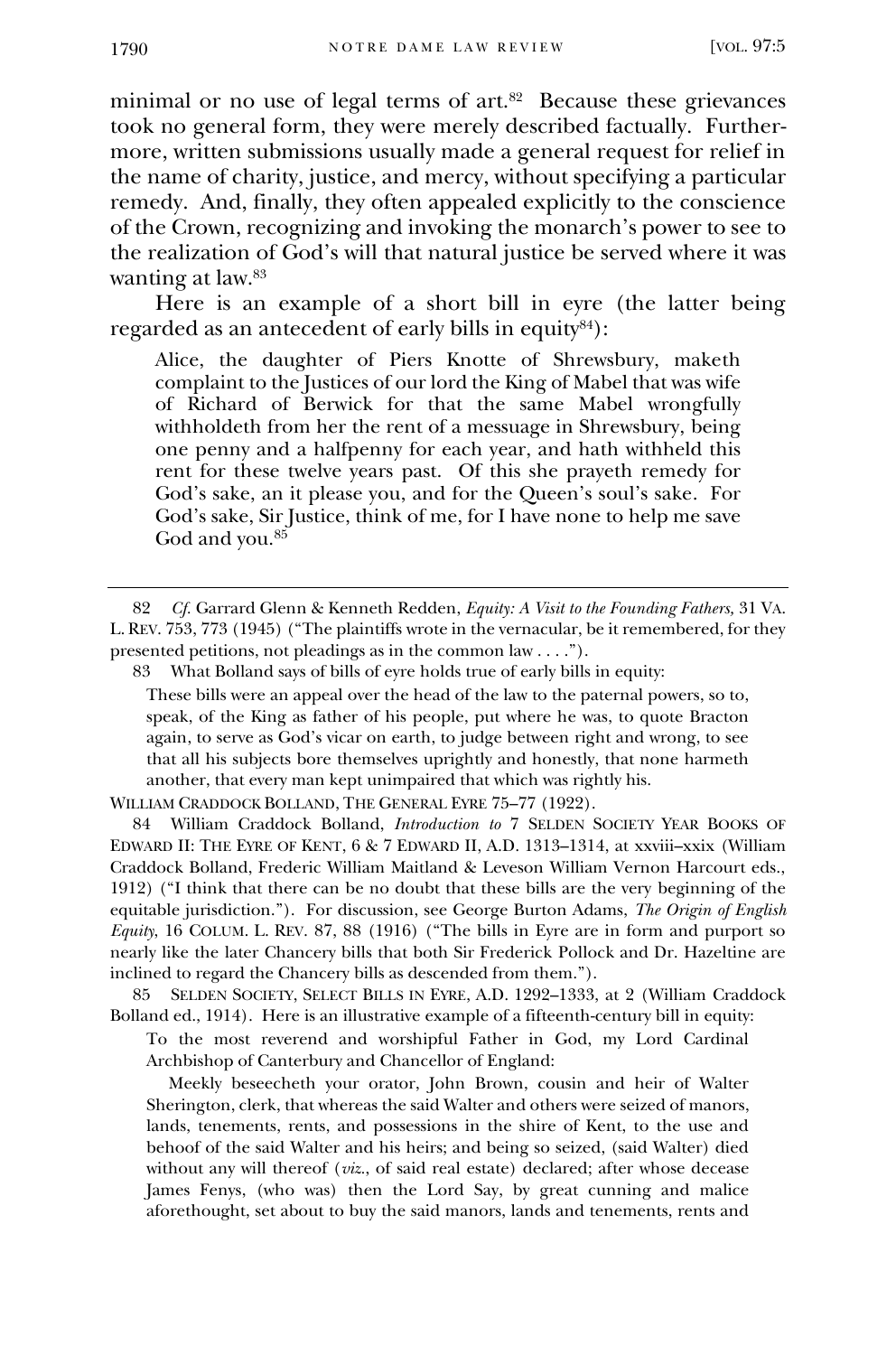minimal or no use of legal terms of art.[82] Because these grievances took no general form, they were merely described factually. Furthermore, written submissions usually made a general request for relief in the name of charity, justice, and mercy, without specifying a particular remedy. And, finally, they often appealed explicitly to the conscience of the Crown, recognizing and invoking the monarch's power to see to the realization of God's will that natural justice be served where it was wanting at law.[83]

Here is an example of a short bill in eyre (the latter being regarded as an antecedent of early bills in equity[84]):

> Alice, the daughter of Piers Knotte of Shrewsbury, maketh complaint to the Justices of our lord the King of Mabel that was wife of Richard of Berwick for that the same Mabel wrongfully withholdeth from her the rent of a message in Shrewsbury, being one penny and a halfpenny for each year, and hath withheld this rent for these twelve years past. Of this she prayeth remedy for God's sake, an it please you, and for the Queen's soul's sake. For God's sake, Sir Justice, think of me, for I have none to help me save God and you.[85]

---

82 *Cf.* Garrard Glenn & Kenneth Redden, *Equity: A Visit to the Founding Fathers,* 31 VA. L. REV. 753, 773 (1945) ("The plaintiffs wrote in the vernacular, be it remembered, for they presented petitions, not pleadings as in the common law . . . .").

83 What Bolland says of bills of eyre holds true of early bills in equity:

> These bills were an appeal over the head of the law to the paternal powers, so to, speak, of the King as father of his people, put where he was, to quote Bracton again, to serve as God's vicar on earth, to judge between right and wrong, to see that all his subjects bore themselves uprightly and honestly, that none harmeth another, that every man kept unimpaired that which was rightly his.

WILLIAM CRADDOCK BOLLAND, THE GENERAL EYRE 75–77 (1922).

84 William Craddock Bolland, *Introduction to* 7 SELDEN SOCIETY YEAR BOOKS OF EDWARD II: THE EYRE OF KENT, 6 & 7 EDWARD II, A.D. 1313–1314, at xxviii–xxix (William Craddock Bolland, Frederic William Maitland & Leveson William Vernon Harcourt eds., 1912) ("I think that there can be no doubt that these bills are the very beginning of the equitable jurisdiction."). For discussion, see George Burton Adams, *The Origin of English Equity*, 16 COLUM. L. REV. 87, 88 (1916) ("The bills in Eyre are in form and purport so nearly like the later Chancery bills that both Sir Frederick Pollock and Dr. Hazeltine are inclined to regard the Chancery bills as descended from them.").

85 SELDEN SOCIETY, SELECT BILLS IN EYRE, A.D. 1292–1333, at 2 (William Craddock Bolland ed., 1914). Here is an illustrative example of a fifteenth-century bill in equity:

> To the most reverend and worshipful Father in God, my Lord Cardinal Archbishop of Canterbury and Chancellor of England:
>
> Meekly beseecheth your orator, John Brown, cousin and heir of Walter Sherington, clerk, that whereas the said Walter and others were seized of manors, lands, tenements, rents, and possessions in the shire of Kent, to the use and behoof of the said Walter and his heirs; and being so seized, (said Walter) died without any will thereof (*viz.*, of said real estate) declared; after whose decease James Fenys, (who was) then the Lord Say, by great cunning and malice aforethought, set about to buy the said manors, lands and tenements, rents and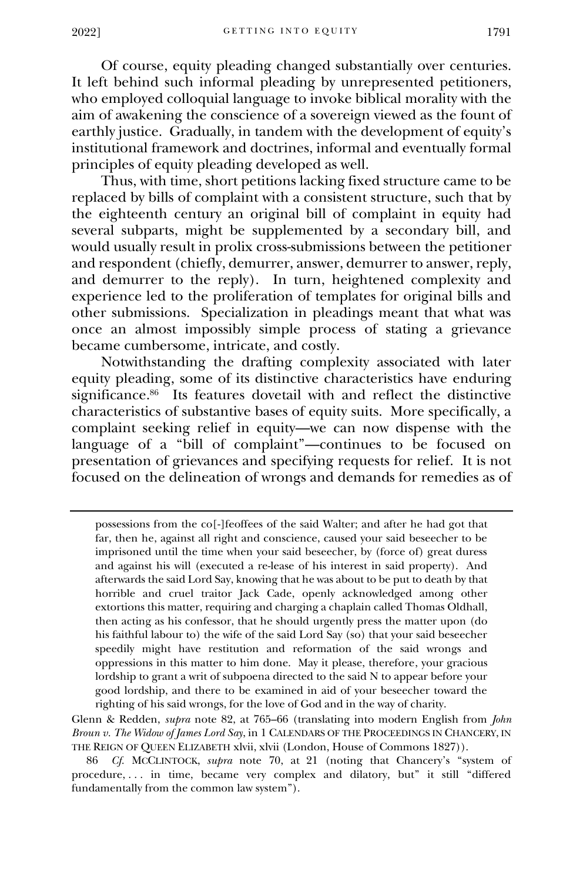Of course, equity pleading changed substantially over centuries. It left behind such informal pleading by unrepresented petitioners, who employed colloquial language to invoke biblical morality with the aim of awakening the conscience of a sovereign viewed as the fount of earthly justice. Gradually, in tandem with the development of equity's institutional framework and doctrines, informal and eventually formal principles of equity pleading developed as well.

Thus, with time, short petitions lacking fixed structure came to be replaced by bills of complaint with a consistent structure, such that by the eighteenth century an original bill of complaint in equity had several subparts, might be supplemented by a secondary bill, and would usually result in prolix cross-submissions between the petitioner and respondent (chiefly, demurrer, answer, demurrer to answer, reply, and demurrer to the reply). In turn, heightened complexity and experience led to the proliferation of templates for original bills and other submissions. Specialization in pleadings meant that what was once an almost impossibly simple process of stating a grievance became cumbersome, intricate, and costly.

Notwithstanding the drafting complexity associated with later equity pleading, some of its distinctive characteristics have enduring significance.[86] Its features dovetail with and reflect the distinctive characteristics of substantive bases of equity suits. More specifically, a complaint seeking relief in equity—we can now dispense with the language of a "bill of complaint"—continues to be focused on presentation of grievances and specifying requests for relief. It is not focused on the delineation of wrongs and demands for remedies as of

---

possessions from the co[-]feoffees of the said Walter; and after he had got that far, then he, against all right and conscience, caused your said beseecher to be imprisoned until the time when your said beseecher, by (force of) great duress and against his will (executed a re-lease of his interest in said property). And afterwards the said Lord Say, knowing that he was about to be put to death by that horrible and cruel traitor Jack Cade, openly acknowledged among other extortions this matter, requiring and charging a chaplain called Thomas Oldhall, then acting as his confessor, that he should urgently press the matter upon (do his faithful labour to) the wife of the said Lord Say (so) that your said beseecher speedily might have restitution and reformation of the said wrongs and oppressions in this matter to him done. May it please, therefore, your gracious lordship to grant a writ of subpoena directed to the said N to appear before your good lordship, and there to be examined in aid of your beseecher toward the righting of his said wrongs, for the love of God and in the way of charity.

Glenn & Redden, *supra* note 82, at 765–66 (translating into modern English from *John Broun v. The Widow of James Lord Say*, in 1 CALENDARS OF THE PROCEEDINGS IN CHANCERY, IN THE REIGN OF QUEEN ELIZABETH xlvii, xlvii (London, House of Commons 1827)).

86 *Cf.* MCCLINTOCK, *supra* note 70, at 21 (noting that Chancery's "system of procedure, . . . in time, became very complex and dilatory, but" it still "differed fundamentally from the common law system").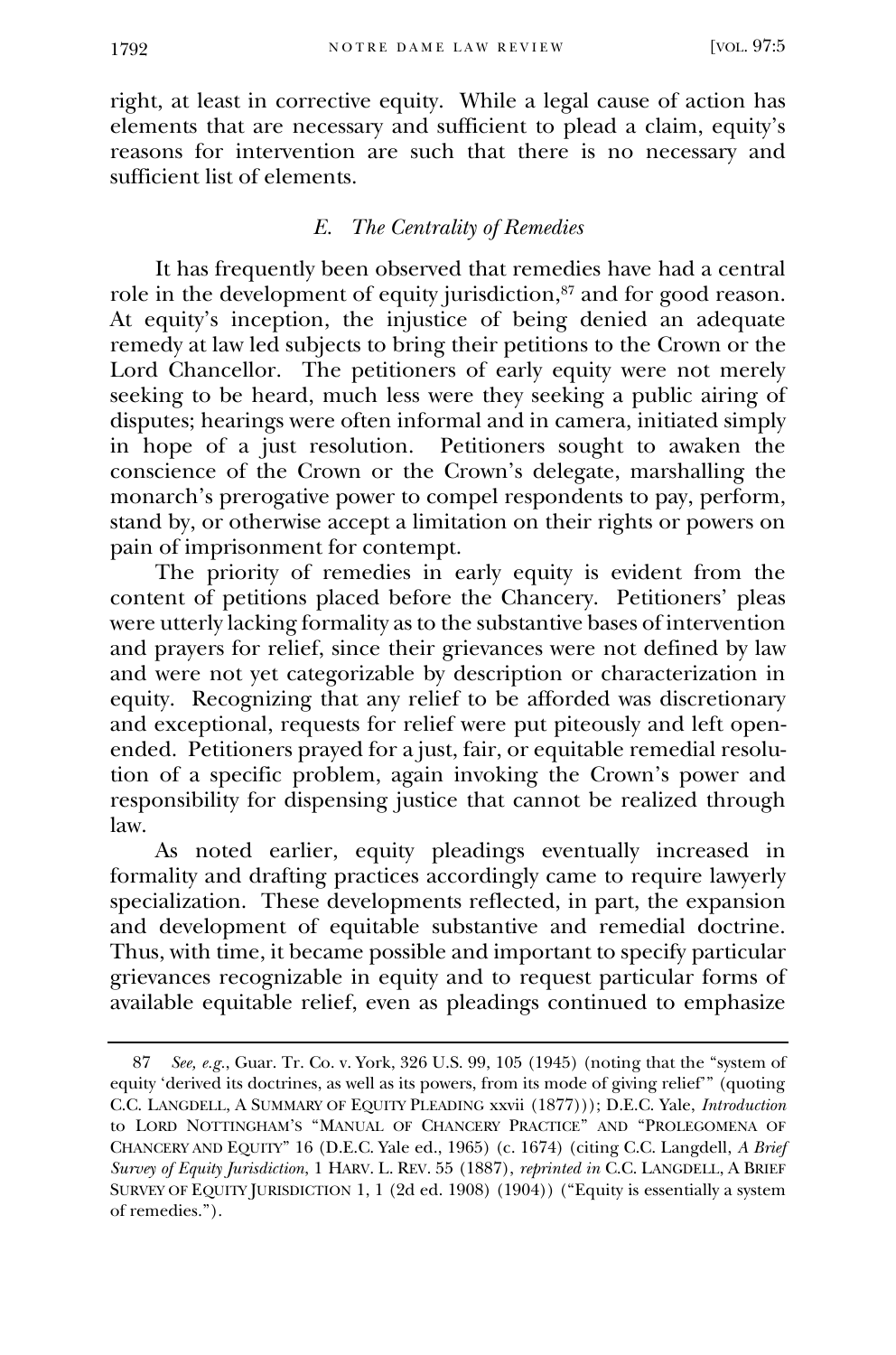right, at least in corrective equity. While a legal cause of action has elements that are necessary and sufficient to plead a claim, equity's reasons for intervention are such that there is no necessary and sufficient list of elements.

### *E. The Centrality of Remedies*

It has frequently been observed that remedies have had a central role in the development of equity jurisdiction,[87] and for good reason. At equity's inception, the injustice of being denied an adequate remedy at law led subjects to bring their petitions to the Crown or the Lord Chancellor. The petitioners of early equity were not merely seeking to be heard, much less were they seeking a public airing of disputes; hearings were often informal and in camera, initiated simply in hope of a just resolution. Petitioners sought to awaken the conscience of the Crown or the Crown's delegate, marshalling the monarch's prerogative power to compel respondents to pay, perform, stand by, or otherwise accept a limitation on their rights or powers on pain of imprisonment for contempt.

The priority of remedies in early equity is evident from the content of petitions placed before the Chancery. Petitioners' pleas were utterly lacking formality as to the substantive bases of intervention and prayers for relief, since their grievances were not defined by law and were not yet categorizable by description or characterization in equity. Recognizing that any relief to be afforded was discretionary and exceptional, requests for relief were put piteously and left open-ended. Petitioners prayed for a just, fair, or equitable remedial resolution of a specific problem, again invoking the Crown's power and responsibility for dispensing justice that cannot be realized through law.

As noted earlier, equity pleadings eventually increased in formality and drafting practices accordingly came to require lawyerly specialization. These developments reflected, in part, the expansion and development of equitable substantive and remedial doctrine. Thus, with time, it became possible and important to specify particular grievances recognizable in equity and to request particular forms of available equitable relief, even as pleadings continued to emphasize

---

87 *See, e.g.*, Guar. Tr. Co. v. York, 326 U.S. 99, 105 (1945) (noting that the "system of equity 'derived its doctrines, as well as its powers, from its mode of giving relief'" (quoting C.C. LANGDELL, A SUMMARY OF EQUITY PLEADING xxvii (1877))); D.E.C. Yale, *Introduction* to LORD NOTTINGHAM'S "MANUAL OF CHANCERY PRACTICE" AND "PROLEGOMENA OF CHANCERY AND EQUITY" 16 (D.E.C. Yale ed., 1965) (c. 1674) (citing C.C. Langdell, *A Brief Survey of Equity Jurisdiction*, 1 HARV. L. REV. 55 (1887), *reprinted in* C.C. LANGDELL, A BRIEF SURVEY OF EQUITY JURISDICTION 1, 1 (2d ed. 1908) (1904)) ("Equity is essentially a system of remedies.").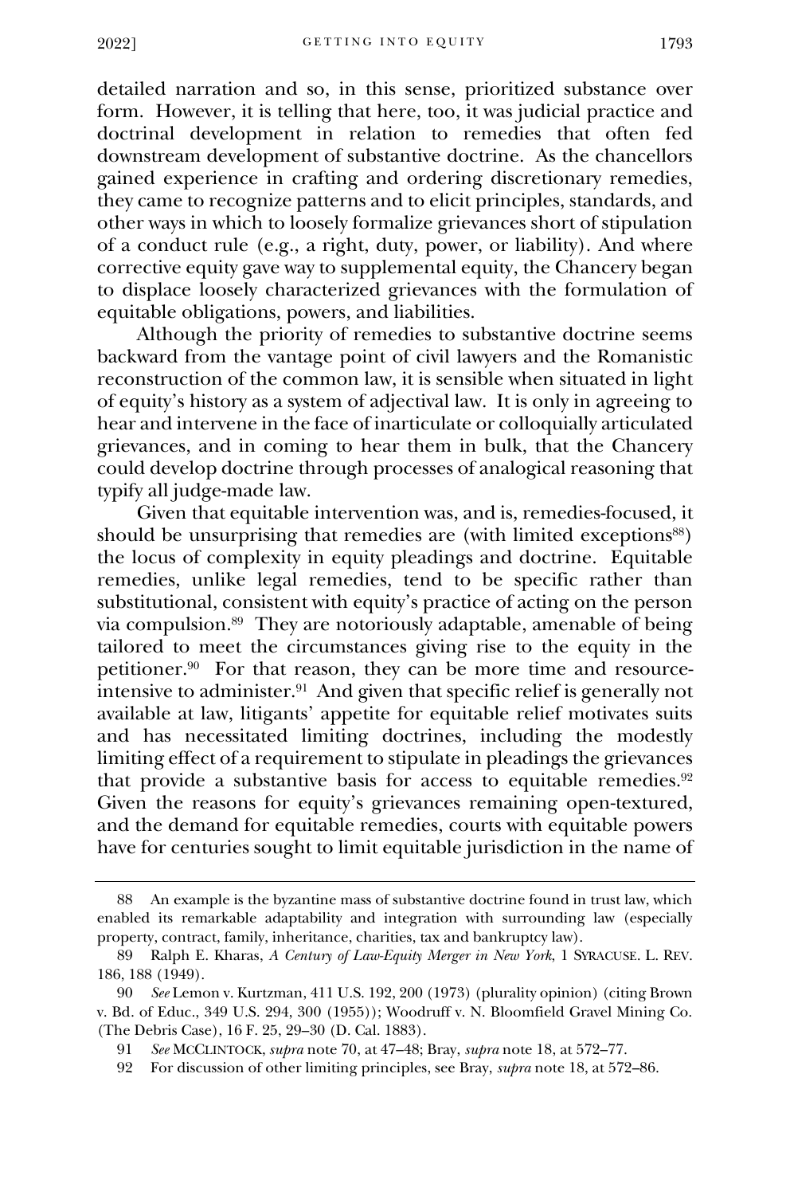detailed narration and so, in this sense, prioritized substance over form. However, it is telling that here, too, it was judicial practice and doctrinal development in relation to remedies that often fed downstream development of substantive doctrine. As the chancellors gained experience in crafting and ordering discretionary remedies, they came to recognize patterns and to elicit principles, standards, and other ways in which to loosely formalize grievances short of stipulation of a conduct rule (e.g., a right, duty, power, or liability). And where corrective equity gave way to supplemental equity, the Chancery began to displace loosely characterized grievances with the formulation of equitable obligations, powers, and liabilities.

Although the priority of remedies to substantive doctrine seems backward from the vantage point of civil lawyers and the Romanistic reconstruction of the common law, it is sensible when situated in light of equity's history as a system of adjectival law. It is only in agreeing to hear and intervene in the face of inarticulate or colloquially articulated grievances, and in coming to hear them in bulk, that the Chancery could develop doctrine through processes of analogical reasoning that typify all judge-made law.

Given that equitable intervention was, and is, remedies-focused, it should be unsurprising that remedies are (with limited exceptions[88]) the locus of complexity in equity pleadings and doctrine. Equitable remedies, unlike legal remedies, tend to be specific rather than substitutional, consistent with equity's practice of acting on the person via compulsion.[89] They are notoriously adaptable, amenable of being tailored to meet the circumstances giving rise to the equity in the petitioner.[90] For that reason, they can be more time and resource-intensive to administer.[91] And given that specific relief is generally not available at law, litigants' appetite for equitable relief motivates suits and has necessitated limiting doctrines, including the modestly limiting effect of a requirement to stipulate in pleadings the grievances that provide a substantive basis for access to equitable remedies.[92] Given the reasons for equity's grievances remaining open-textured, and the demand for equitable remedies, courts with equitable powers have for centuries sought to limit equitable jurisdiction in the name of

---

88 An example is the byzantine mass of substantive doctrine found in trust law, which enabled its remarkable adaptability and integration with surrounding law (especially property, contract, family, inheritance, charities, tax and bankruptcy law).

89 Ralph E. Kharas, *A Century of Law-Equity Merger in New York*, 1 SYRACUSE. L. REV. 186, 188 (1949).

90 *See* Lemon v. Kurtzman, 411 U.S. 192, 200 (1973) (plurality opinion) (citing Brown v. Bd. of Educ., 349 U.S. 294, 300 (1955)); Woodruff v. N. Bloomfield Gravel Mining Co. (The Debris Case), 16 F. 25, 29–30 (D. Cal. 1883).

91 *See* MCCLINTOCK, *supra* note 70, at 47–48; Bray, *supra* note 18, at 572–77.

92 For discussion of other limiting principles, see Bray, *supra* note 18, at 572–86.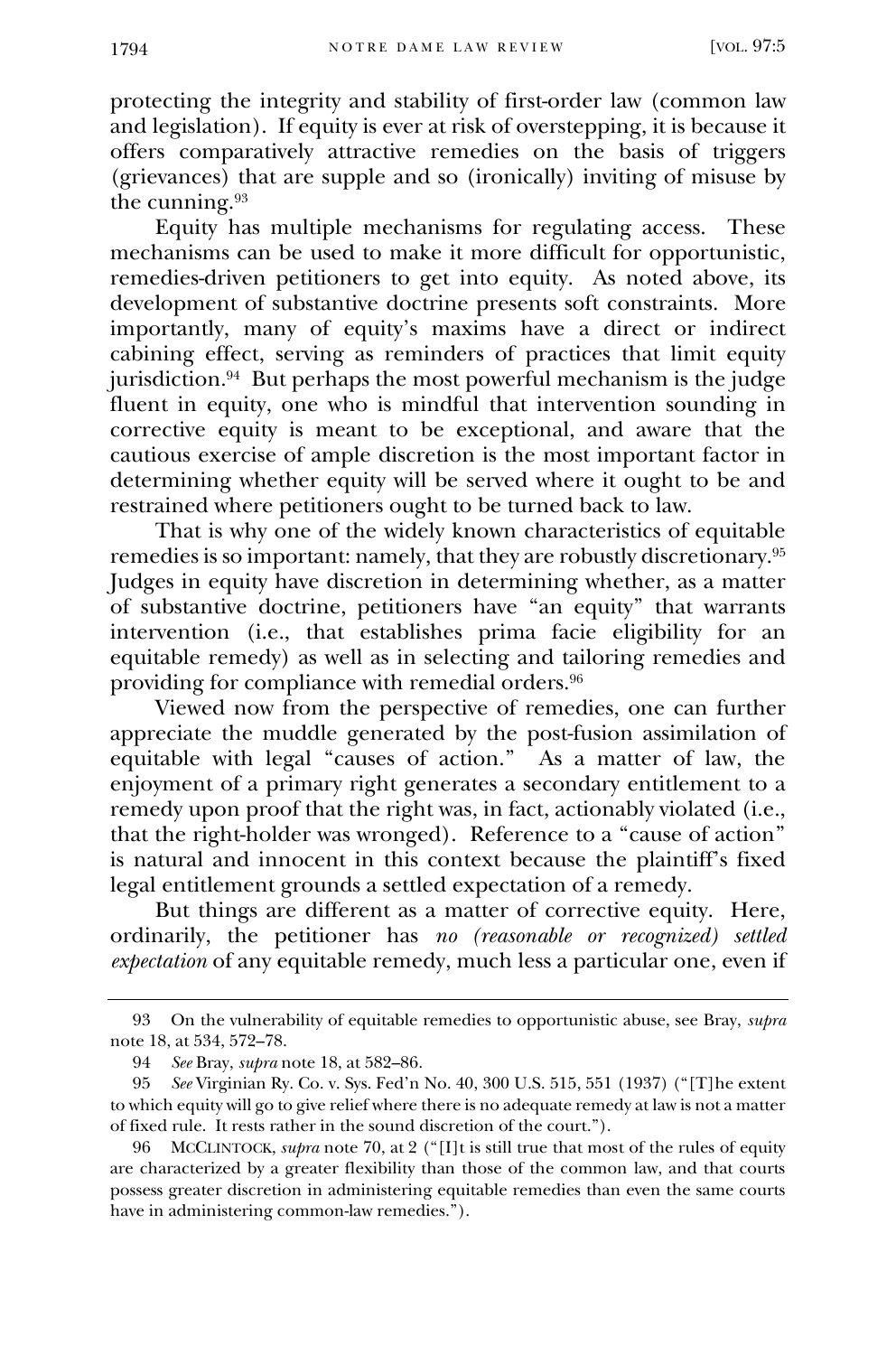protecting the integrity and stability of first-order law (common law and legislation). If equity is ever at risk of overstepping, it is because it offers comparatively attractive remedies on the basis of triggers (grievances) that are supple and so (ironically) inviting of misuse by the cunning.[93]

Equity has multiple mechanisms for regulating access. These mechanisms can be used to make it more difficult for opportunistic, remedies-driven petitioners to get into equity. As noted above, its development of substantive doctrine presents soft constraints. More importantly, many of equity's maxims have a direct or indirect cabining effect, serving as reminders of practices that limit equity jurisdiction.[94] But perhaps the most powerful mechanism is the judge fluent in equity, one who is mindful that intervention sounding in corrective equity is meant to be exceptional, and aware that the cautious exercise of ample discretion is the most important factor in determining whether equity will be served where it ought to be and restrained where petitioners ought to be turned back to law.

That is why one of the widely known characteristics of equitable remedies is so important: namely, that they are robustly discretionary.[95] Judges in equity have discretion in determining whether, as a matter of substantive doctrine, petitioners have "an equity" that warrants intervention (i.e., that establishes prima facie eligibility for an equitable remedy) as well as in selecting and tailoring remedies and providing for compliance with remedial orders.[96]

Viewed now from the perspective of remedies, one can further appreciate the muddle generated by the post-fusion assimilation of equitable with legal "causes of action." As a matter of law, the enjoyment of a primary right generates a secondary entitlement to a remedy upon proof that the right was, in fact, actionably violated (i.e., that the right-holder was wronged). Reference to a "cause of action" is natural and innocent in this context because the plaintiff's fixed legal entitlement grounds a settled expectation of a remedy.

But things are different as a matter of corrective equity. Here, ordinarily, the petitioner has *no (reasonable or recognized) settled expectation* of any equitable remedy, much less a particular one, even if

---

93 On the vulnerability of equitable remedies to opportunistic abuse, see Bray, *supra* note 18, at 534, 572–78.

94 *See* Bray, *supra* note 18, at 582–86.

95 *See* Virginian Ry. Co. v. Sys. Fed'n No. 40, 300 U.S. 515, 551 (1937) ("[T]he extent to which equity will go to give relief where there is no adequate remedy at law is not a matter of fixed rule. It rests rather in the sound discretion of the court.").

96 McClintock, *supra* note 70, at 2 ("[I]t is still true that most of the rules of equity are characterized by a greater flexibility than those of the common law, and that courts possess greater discretion in administering equitable remedies than even the same courts have in administering common-law remedies.").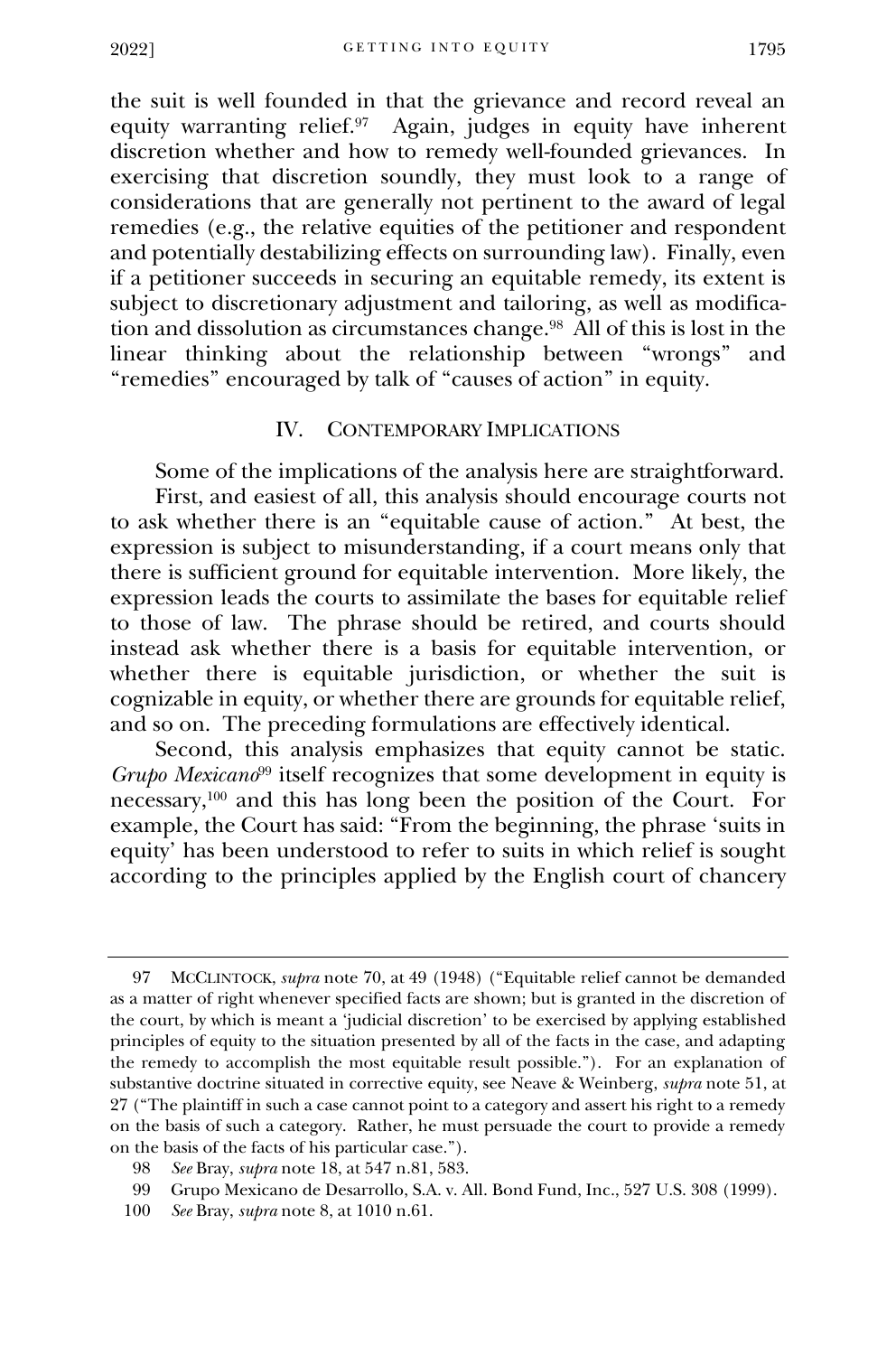the suit is well founded in that the grievance and record reveal an equity warranting relief.[97] Again, judges in equity have inherent discretion whether and how to remedy well-founded grievances. In exercising that discretion soundly, they must look to a range of considerations that are generally not pertinent to the award of legal remedies (e.g., the relative equities of the petitioner and respondent and potentially destabilizing effects on surrounding law). Finally, even if a petitioner succeeds in securing an equitable remedy, its extent is subject to discretionary adjustment and tailoring, as well as modification and dissolution as circumstances change.[98] All of this is lost in the linear thinking about the relationship between "wrongs" and "remedies" encouraged by talk of "causes of action" in equity.

## IV. Contemporary Implications

Some of the implications of the analysis here are straightforward.

First, and easiest of all, this analysis should encourage courts not to ask whether there is an "equitable cause of action." At best, the expression is subject to misunderstanding, if a court means only that there is sufficient ground for equitable intervention. More likely, the expression leads the courts to assimilate the bases for equitable relief to those of law. The phrase should be retired, and courts should instead ask whether there is a basis for equitable intervention, or whether there is equitable jurisdiction, or whether the suit is cognizable in equity, or whether there are grounds for equitable relief, and so on. The preceding formulations are effectively identical.

Second, this analysis emphasizes that equity cannot be static. *Grupo Mexicano*[99] itself recognizes that some development in equity is necessary,[100] and this has long been the position of the Court. For example, the Court has said: "From the beginning, the phrase 'suits in equity' has been understood to refer to suits in which relief is sought according to the principles applied by the English court of chancery

---

97 McClintock, *supra* note 70, at 49 (1948) ("Equitable relief cannot be demanded as a matter of right whenever specified facts are shown; but is granted in the discretion of the court, by which is meant a 'judicial discretion' to be exercised by applying established principles of equity to the situation presented by all of the facts in the case, and adapting the remedy to accomplish the most equitable result possible."). For an explanation of substantive doctrine situated in corrective equity, see Neave & Weinberg, *supra* note 51, at 27 ("The plaintiff in such a case cannot point to a category and assert his right to a remedy on the basis of such a category. Rather, he must persuade the court to provide a remedy on the basis of the facts of his particular case.").

98 *See* Bray, *supra* note 18, at 547 n.81, 583.

99 Grupo Mexicano de Desarrollo, S.A. v. All. Bond Fund, Inc., 527 U.S. 308 (1999).

100 *See* Bray, *supra* note 8, at 1010 n.61.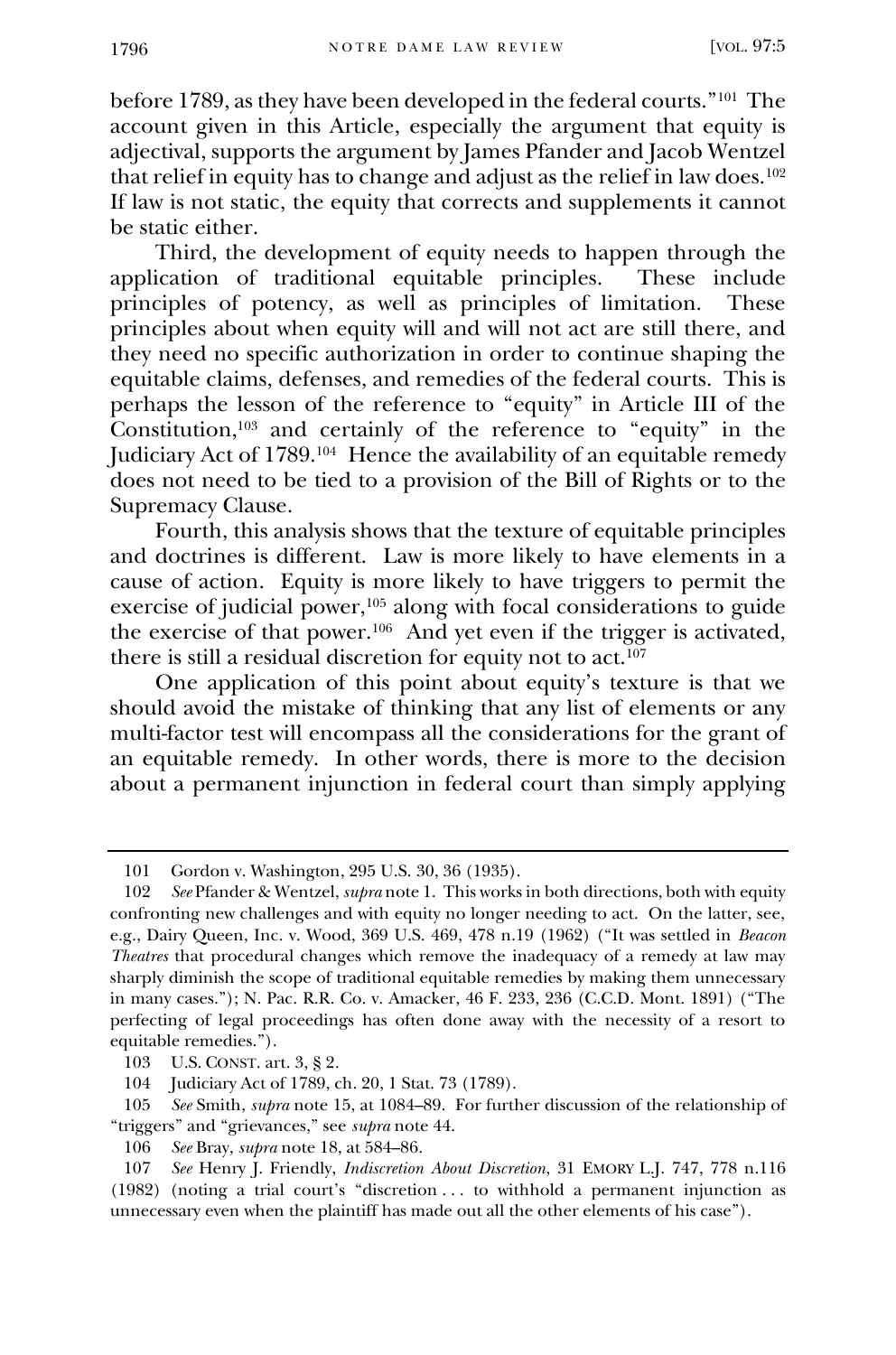before 1789, as they have been developed in the federal courts."[101] The account given in this Article, especially the argument that equity is adjectival, supports the argument by James Pfander and Jacob Wentzel that relief in equity has to change and adjust as the relief in law does.[102] If law is not static, the equity that corrects and supplements it cannot be static either.

Third, the development of equity needs to happen through the application of traditional equitable principles. These include principles of potency, as well as principles of limitation. These principles about when equity will and will not act are still there, and they need no specific authorization in order to continue shaping the equitable claims, defenses, and remedies of the federal courts. This is perhaps the lesson of the reference to "equity" in Article III of the Constitution,[103] and certainly of the reference to "equity" in the Judiciary Act of 1789.[104] Hence the availability of an equitable remedy does not need to be tied to a provision of the Bill of Rights or to the Supremacy Clause.

Fourth, this analysis shows that the texture of equitable principles and doctrines is different. Law is more likely to have elements in a cause of action. Equity is more likely to have triggers to permit the exercise of judicial power,[105] along with focal considerations to guide the exercise of that power.[106] And yet even if the trigger is activated, there is still a residual discretion for equity not to act.[107]

One application of this point about equity's texture is that we should avoid the mistake of thinking that any list of elements or any multi-factor test will encompass all the considerations for the grant of an equitable remedy. In other words, there is more to the decision about a permanent injunction in federal court than simply applying

---

101 Gordon v. Washington, 295 U.S. 30, 36 (1935).

102 *See* Pfander & Wentzel, *supra* note 1. This works in both directions, both with equity confronting new challenges and with equity no longer needing to act. On the latter, see, e.g., Dairy Queen, Inc. v. Wood, 369 U.S. 469, 478 n.19 (1962) ("It was settled in *Beacon Theatres* that procedural changes which remove the inadequacy of a remedy at law may sharply diminish the scope of traditional equitable remedies by making them unnecessary in many cases."); N. Pac. R.R. Co. v. Amacker, 46 F. 233, 236 (C.C.D. Mont. 1891) ("The perfecting of legal proceedings has often done away with the necessity of a resort to equitable remedies.").

103 U.S. CONST. art. 3, § 2.

104 Judiciary Act of 1789, ch. 20, 1 Stat. 73 (1789).

105 *See* Smith, *supra* note 15, at 1084–89. For further discussion of the relationship of "triggers" and "grievances," see *supra* note 44.

106 *See* Bray, *supra* note 18, at 584–86.

107 *See* Henry J. Friendly, *Indiscretion About Discretion*, 31 EMORY L.J. 747, 778 n.116 (1982) (noting a trial court's "discretion . . . to withhold a permanent injunction as unnecessary even when the plaintiff has made out all the other elements of his case").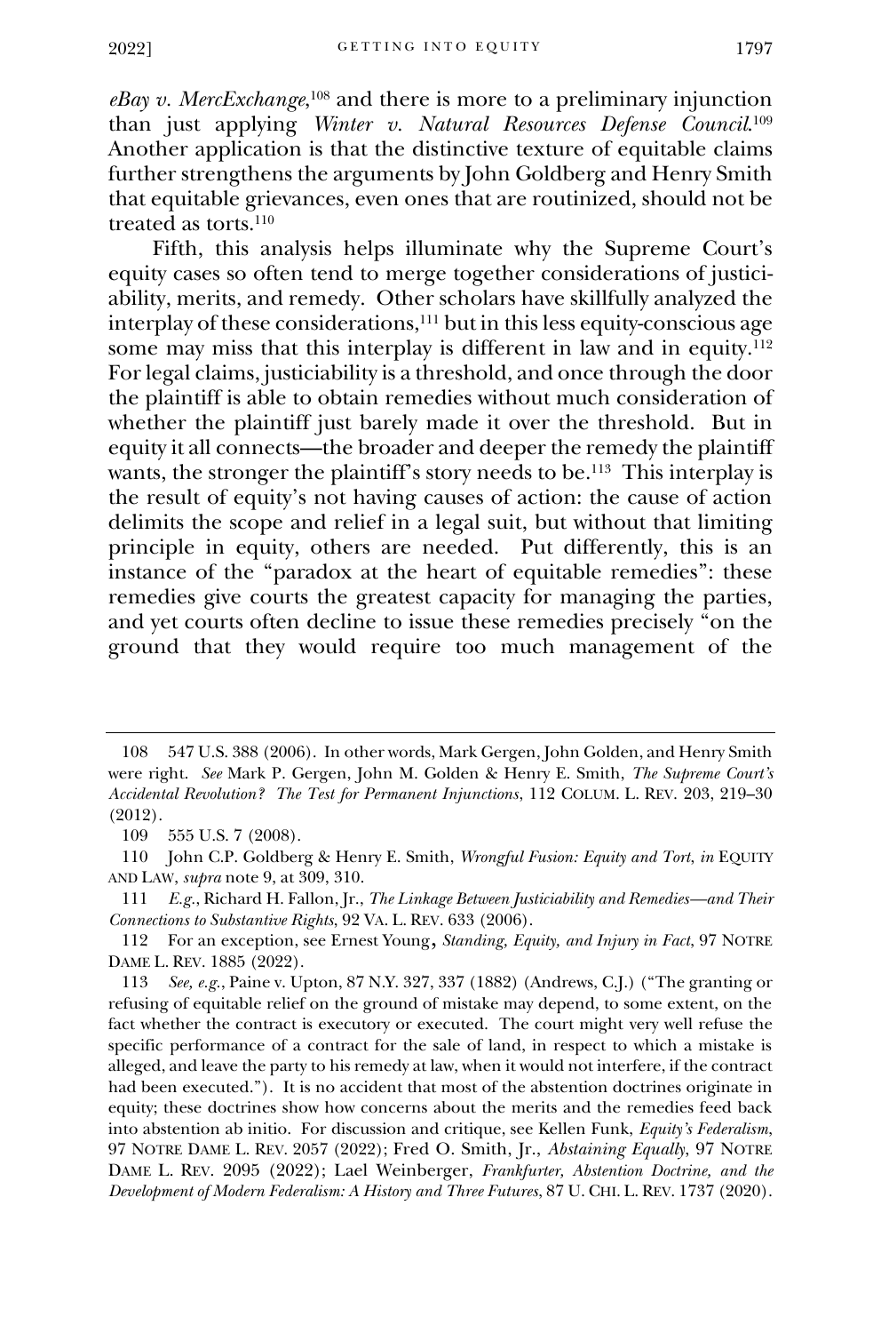*eBay v. MercExchange*,[108] and there is more to a preliminary injunction than just applying *Winter v. Natural Resources Defense Council*.[109] Another application is that the distinctive texture of equitable claims further strengthens the arguments by John Goldberg and Henry Smith that equitable grievances, even ones that are routinized, should not be treated as torts.[110]

Fifth, this analysis helps illuminate why the Supreme Court's equity cases so often tend to merge together considerations of justiciability, merits, and remedy. Other scholars have skillfully analyzed the interplay of these considerations,[111] but in this less equity-conscious age some may miss that this interplay is different in law and in equity.[112] For legal claims, justiciability is a threshold, and once through the door the plaintiff is able to obtain remedies without much consideration of whether the plaintiff just barely made it over the threshold. But in equity it all connects—the broader and deeper the remedy the plaintiff wants, the stronger the plaintiff's story needs to be.[113] This interplay is the result of equity's not having causes of action: the cause of action delimits the scope and relief in a legal suit, but without that limiting principle in equity, others are needed. Put differently, this is an instance of the "paradox at the heart of equitable remedies": these remedies give courts the greatest capacity for managing the parties, and yet courts often decline to issue these remedies precisely "on the ground that they would require too much management of the

---

108 547 U.S. 388 (2006). In other words, Mark Gergen, John Golden, and Henry Smith were right. *See* Mark P. Gergen, John M. Golden & Henry E. Smith, *The Supreme Court's Accidental Revolution? The Test for Permanent Injunctions*, 112 COLUM. L. REV. 203, 219–30 (2012).

109 555 U.S. 7 (2008).

110 John C.P. Goldberg & Henry E. Smith, *Wrongful Fusion: Equity and Tort*, *in* EQUITY AND LAW, *supra* note 9, at 309, 310.

111 *E.g.*, Richard H. Fallon, Jr., *The Linkage Between Justiciability and Remedies—and Their Connections to Substantive Rights*, 92 VA. L. REV. 633 (2006).

112 For an exception, see Ernest Young, *Standing, Equity, and Injury in Fact*, 97 NOTRE DAME L. REV. 1885 (2022).

113 *See, e.g.*, Paine v. Upton, 87 N.Y. 327, 337 (1882) (Andrews, C.J.) ("The granting or refusing of equitable relief on the ground of mistake may depend, to some extent, on the fact whether the contract is executory or executed. The court might very well refuse the specific performance of a contract for the sale of land, in respect to which a mistake is alleged, and leave the party to his remedy at law, when it would not interfere, if the contract had been executed."). It is no accident that most of the abstention doctrines originate in equity; these doctrines show how concerns about the merits and the remedies feed back into abstention ab initio. For discussion and critique, see Kellen Funk, *Equity's Federalism*, 97 NOTRE DAME L. REV. 2057 (2022); Fred O. Smith, Jr., *Abstaining Equally*, 97 NOTRE DAME L. REV. 2095 (2022); Lael Weinberger, *Frankfurter, Abstention Doctrine, and the Development of Modern Federalism: A History and Three Futures*, 87 U. CHI. L. REV. 1737 (2020).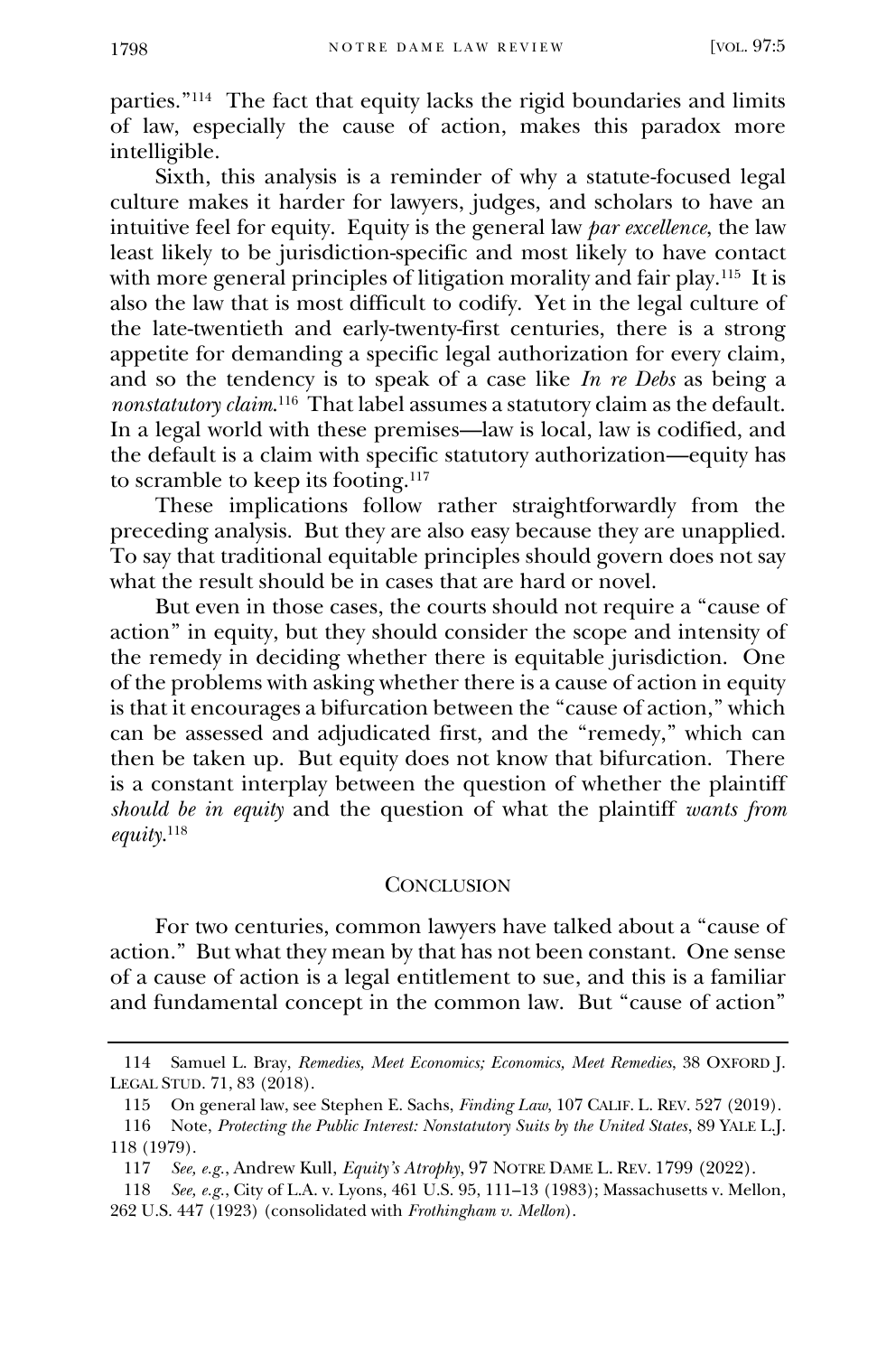parties."[114] The fact that equity lacks the rigid boundaries and limits of law, especially the cause of action, makes this paradox more intelligible.

Sixth, this analysis is a reminder of why a statute-focused legal culture makes it harder for lawyers, judges, and scholars to have an intuitive feel for equity. Equity is the general law *par excellence*, the law least likely to be jurisdiction-specific and most likely to have contact with more general principles of litigation morality and fair play.[115] It is also the law that is most difficult to codify. Yet in the legal culture of the late-twentieth and early-twenty-first centuries, there is a strong appetite for demanding a specific legal authorization for every claim, and so the tendency is to speak of a case like *In re Debs* as being a *nonstatutory claim*.[116] That label assumes a statutory claim as the default. In a legal world with these premises—law is local, law is codified, and the default is a claim with specific statutory authorization—equity has to scramble to keep its footing.[117]

These implications follow rather straightforwardly from the preceding analysis. But they are also easy because they are unapplied. To say that traditional equitable principles should govern does not say what the result should be in cases that are hard or novel.

But even in those cases, the courts should not require a "cause of action" in equity, but they should consider the scope and intensity of the remedy in deciding whether there is equitable jurisdiction. One of the problems with asking whether there is a cause of action in equity is that it encourages a bifurcation between the "cause of action," which can be assessed and adjudicated first, and the "remedy," which can then be taken up. But equity does not know that bifurcation. There is a constant interplay between the question of whether the plaintiff *should be in equity* and the question of what the plaintiff *wants from equity*.[118]

## Conclusion

For two centuries, common lawyers have talked about a "cause of action." But what they mean by that has not been constant. One sense of a cause of action is a legal entitlement to sue, and this is a familiar and fundamental concept in the common law. But "cause of action"

---

114 Samuel L. Bray, *Remedies, Meet Economics; Economics, Meet Remedies*, 38 OXFORD J. LEGAL STUD. 71, 83 (2018).

115 On general law, see Stephen E. Sachs, *Finding Law*, 107 CALIF. L. REV. 527 (2019).

116 Note, *Protecting the Public Interest: Nonstatutory Suits by the United States*, 89 YALE L.J. 118 (1979).

117 *See, e.g.*, Andrew Kull, *Equity's Atrophy*, 97 NOTRE DAME L. REV. 1799 (2022).

118 *See, e.g.*, City of L.A. v. Lyons, 461 U.S. 95, 111–13 (1983); Massachusetts v. Mellon, 262 U.S. 447 (1923) (consolidated with *Frothingham v. Mellon*).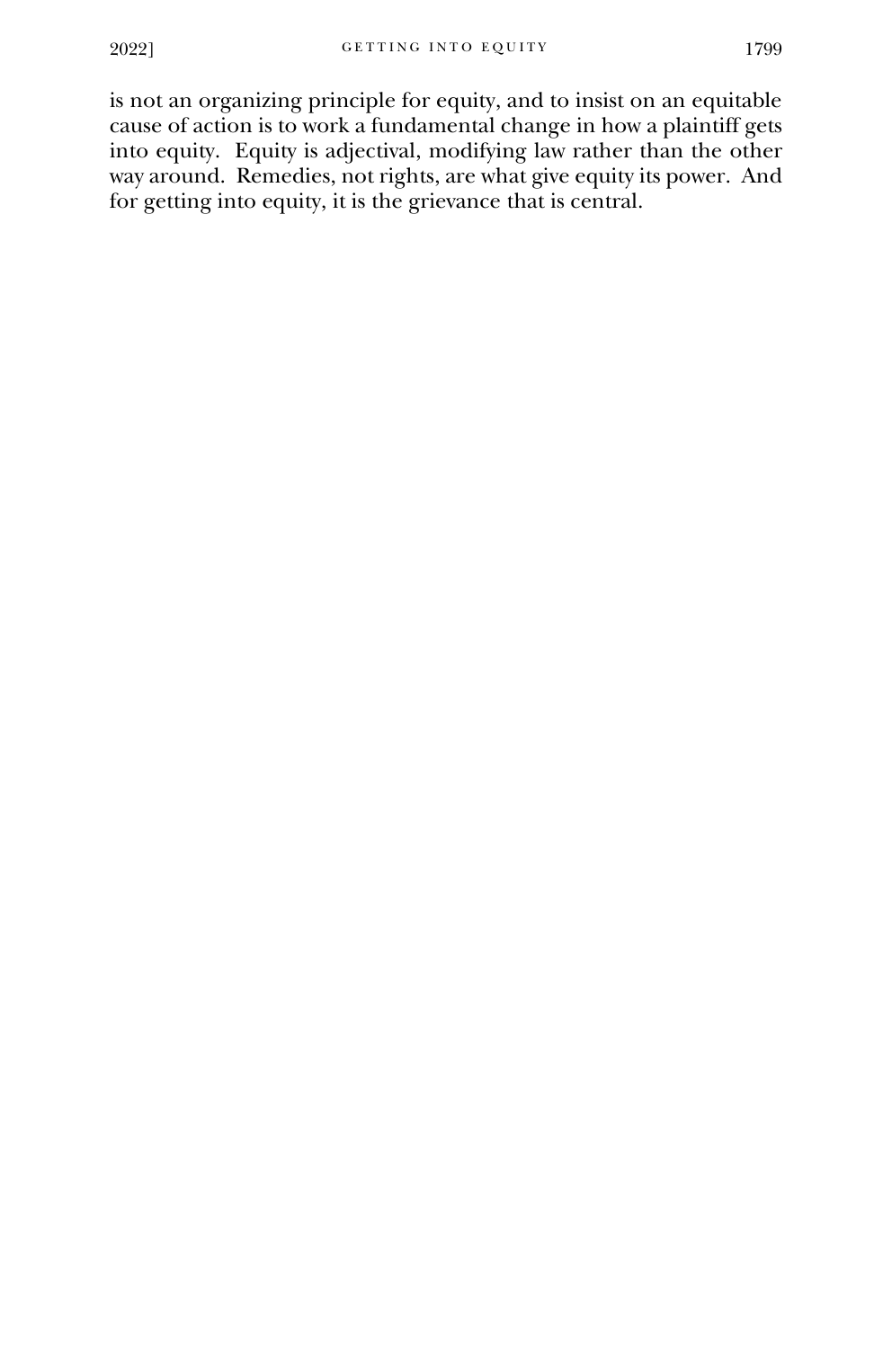is not an organizing principle for equity, and to insist on an equitable cause of action is to work a fundamental change in how a plaintiff gets into equity. Equity is adjectival, modifying law rather than the other way around. Remedies, not rights, are what give equity its power. And for getting into equity, it is the grievance that is central.